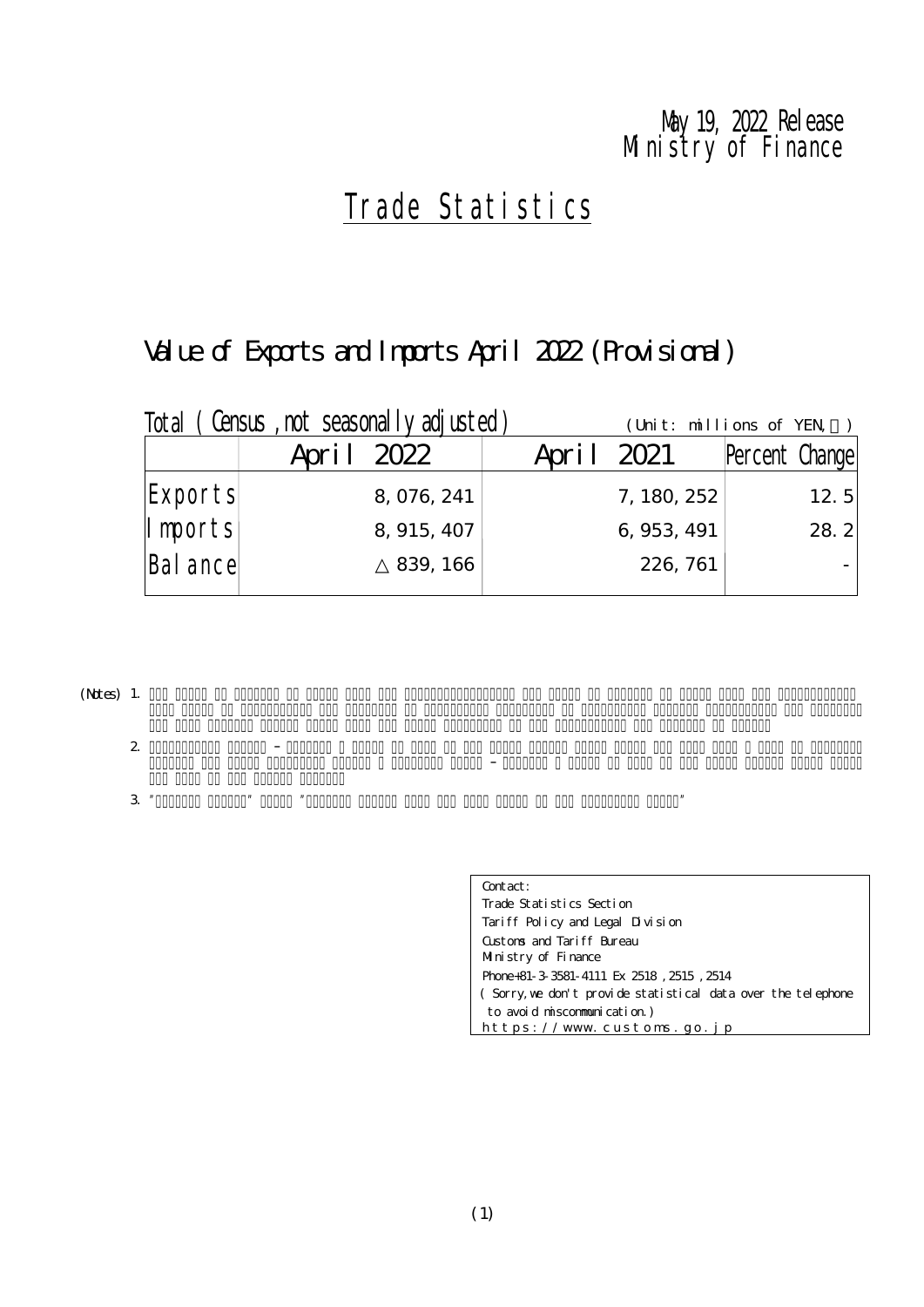May 19, 2022 Release
Ministry of Finance

# Trade Statistics

## Value of Exports and Imports April 2022 (Provisional)

Total ( Census , not seasonally adjusted) (Unit: millions of YEN, ％)

| | April 2022 | April 2021 | Percent Change |
|---|---|---|---|
| Exports | 8, 076, 241 | 7, 180, 252 | 12. 5 |
| Imports | 8, 915, 407 | 6, 953, 491 | 28. 2 |
| Balance | △839, 166 | 226, 761 | - |

(Notes) 1. 

2. 

3. 

Contact:
Trade Statistics Section
Tariff Policy and Legal Division
Customs and Tariff Bureau
Ministry of Finance
Phone+81-3-3581-4111 Ex 2518 , 2515 , 2514
( Sorry, we don't provide statistical data over the telephone to avoid miscommunication.)
https://www.customs.go.jp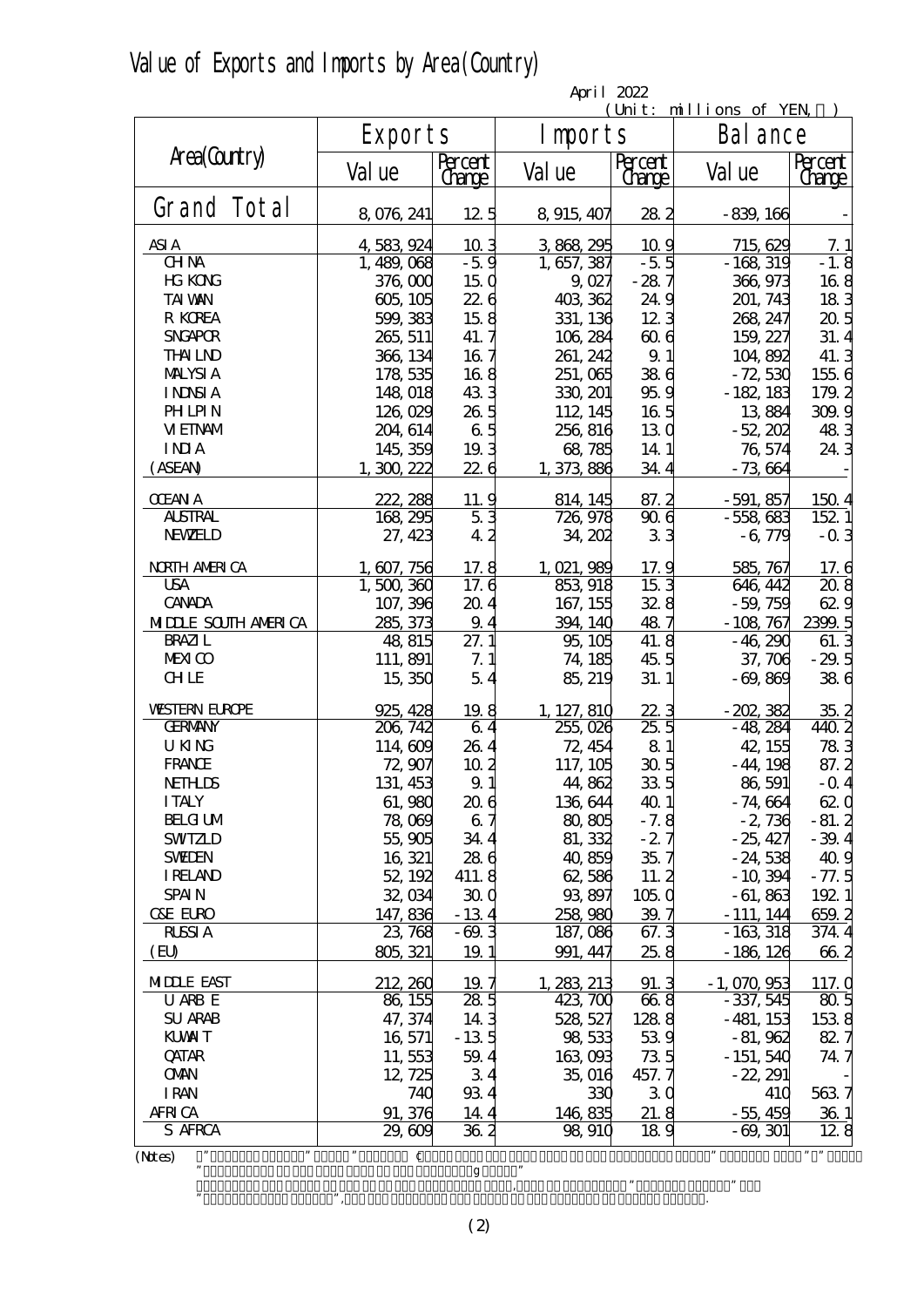# Value of Exports and Imports by Area(Country)

April 2022
(Unit: millions of YEN, ％)

| Area(Country) | Exports | | Imports | | Balance | |
|---|---|---|---|---|---|---|
| | Value | Percent Change | Value | Percent Change | Value | Percent Change |
| Grand Total | 8,076,241 | 12.5 | 8,915,407 | 28.2 | -839,166 | - |
| ASIA | 4,583,924 | 10.3 | 3,868,295 | 10.9 | 715,629 | 7.1 |
| CHINA | 1,489,068 | -5.9 | 1,657,387 | -5.5 | -168,319 | -1.8 |
| HG KONG | 376,000 | 15.0 | 9,027 | -28.7 | 366,973 | 16.8 |
| TAIWAN | 605,105 | 22.6 | 403,362 | 24.9 | 201,743 | 18.3 |
| R KOREA | 599,383 | 15.8 | 331,136 | 12.3 | 268,247 | 20.5 |
| SNGAPOR | 265,511 | 41.7 | 106,284 | 60.6 | 159,227 | 31.4 |
| THAILND | 366,134 | 16.7 | 261,242 | 9.1 | 104,892 | 41.3 |
| MALYSIA | 178,535 | 16.8 | 251,065 | 38.6 | -72,530 | 155.6 |
| INDNSIA | 148,018 | 43.3 | 330,201 | 95.9 | -182,183 | 179.2 |
| PHLPIN | 126,029 | 26.5 | 112,145 | 16.5 | 13,884 | 309.9 |
| VIETNAM | 204,614 | 6.5 | 256,816 | 13.0 | -52,202 | 48.3 |
| INDIA | 145,359 | 19.3 | 68,785 | 14.1 | 76,574 | 24.3 |
| (ASEAN) | 1,300,222 | 22.6 | 1,373,886 | 34.4 | -73,664 | - |
| OCEANIA | 222,288 | 11.9 | 814,145 | 87.2 | -591,857 | 150.4 |
| AUSTRAL | 168,295 | 5.3 | 726,978 | 90.6 | -558,683 | 152.1 |
| NEWZELD | 27,423 | 4.2 | 34,202 | 3.3 | -6,779 | -0.3 |
| NORTH AMERICA | 1,607,756 | 17.8 | 1,021,989 | 17.9 | 585,767 | 17.6 |
| USA | 1,500,360 | 17.6 | 853,918 | 15.3 | 646,442 | 20.8 |
| CANADA | 107,396 | 20.4 | 167,155 | 32.8 | -59,759 | 62.9 |
| MIDDLE SOUTH AMERICA | 285,373 | 9.4 | 394,140 | 48.7 | -108,767 | 2399.5 |
| BRAZIL | 48,815 | 27.1 | 95,105 | 41.8 | -46,290 | 61.3 |
| MEXICO | 111,891 | 7.1 | 74,185 | 45.5 | 37,706 | -29.5 |
| CHILE | 15,350 | 5.4 | 85,219 | 31.1 | -69,869 | 38.6 |
| WESTERN EUROPE | 925,428 | 19.8 | 1,127,810 | 22.3 | -202,382 | 35.2 |
| GERMANY | 206,742 | 6.4 | 255,026 | 25.5 | -48,284 | 440.2 |
| U KING | 114,609 | 26.4 | 72,454 | 8.1 | 42,155 | 78.3 |
| FRANCE | 72,907 | 10.2 | 117,105 | 30.5 | -44,198 | 87.2 |
| NETHLDS | 131,453 | 9.1 | 44,862 | 33.5 | 86,591 | -0.4 |
| ITALY | 61,980 | 20.6 | 136,644 | 40.1 | -74,664 | 62.0 |
| BELGIUM | 78,069 | 6.7 | 80,805 | -7.8 | -2,736 | -81.2 |
| SWITZLD | 55,905 | 34.4 | 81,332 | -2.7 | -25,427 | -39.4 |
| SWEDEN | 16,321 | 28.6 | 40,859 | 35.7 | -24,538 | 40.9 |
| IRELAND | 52,192 | 411.8 | 62,586 | 11.2 | -10,394 | -77.5 |
| SPAIN | 32,034 | 30.0 | 93,897 | 105.0 | -61,863 | 192.1 |
| C&E EURO | 147,836 | -13.4 | 258,980 | 39.7 | -111,144 | 659.2 |
| RUSSIA | 23,768 | -69.3 | 187,086 | 67.3 | -163,318 | 374.4 |
| (EU) | 805,321 | 19.1 | 991,447 | 25.8 | -186,126 | 66.2 |
| MIDDLE EAST | 212,260 | 19.7 | 1,283,213 | 91.3 | -1,070,953 | 117.0 |
| U ARB E | 86,155 | 28.5 | 423,700 | 66.8 | -337,545 | 80.5 |
| SU ARAB | 47,374 | 14.3 | 528,527 | 128.8 | -481,153 | 153.8 |
| KUWAIT | 16,571 | -13.5 | 98,533 | 53.9 | -81,962 | 82.7 |
| QATAR | 11,553 | 59.4 | 163,093 | 73.5 | -151,540 | 74.7 |
| OMAN | 12,725 | 3.4 | 35,016 | 457.7 | -22,291 | - |
| IRAN | 740 | 93.4 | 330 | 3.0 | 410 | 563.7 |
| AFRICA | 91,376 | 14.4 | 146,835 | 21.8 | -55,459 | 36.1 |
| S AFRCA | 29,609 | 36.2 | 98,910 | 18.9 | -69,301 | 12.8 |

(Notes)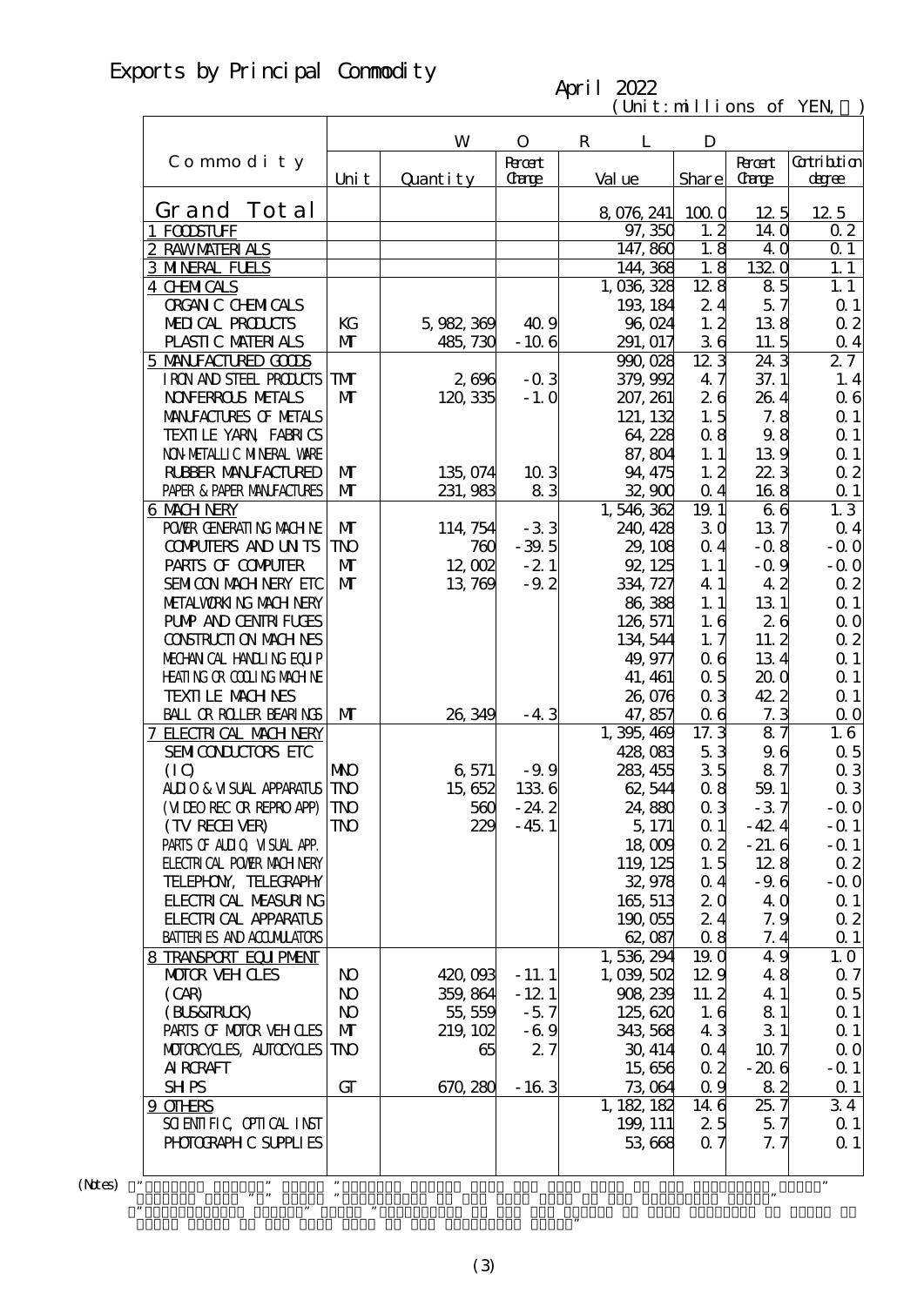# Exports by Principal Commodity

April 2022

(Unit:millions of YEN,　)

| Commodity | WORLD | | | | | | |
|---|---|---|---|---|---|---|---|
| | Unit | Quantity | Percent Change | Value | Share | Percent Change | Contribution degree |
| Grand Total | | | | 8,076,241 | 100.0 | 12.5 | 12.5 |
| 1 FOODSTUFF | | | | 97,350 | 1.2 | 14.0 | 0.2 |
| 2 RAW MATERIALS | | | | 147,860 | 1.8 | 4.0 | 0.1 |
| 3 MINERAL FUELS | | | | 144,368 | 1.8 | 132.0 | 1.1 |
| 4 CHEMICALS | | | | 1,036,328 | 12.8 | 8.5 | 1.1 |
| ORGANIC CHEMICALS | | | | 193,184 | 2.4 | 5.7 | 0.1 |
| MEDICAL PRODUCTS | KG | 5,982,369 | 40.9 | 96,024 | 1.2 | 13.8 | 0.2 |
| PLASTIC MATERIALS | MT | 485,730 | -10.6 | 291,017 | 3.6 | 11.5 | 0.4 |
| 5 MANUFACTURED GOODS | | | | 990,028 | 12.3 | 24.3 | 2.7 |
| IRON AND STEEL PRODUCTS | TMT | 2,696 | -0.3 | 379,992 | 4.7 | 37.1 | 1.4 |
| NONFERROUS METALS | MT | 120,335 | -1.0 | 207,261 | 2.6 | 26.4 | 0.6 |
| MANUFACTURES OF METALS | | | | 121,132 | 1.5 | 7.8 | 0.1 |
| TEXTILE YARN, FABRICS | | | | 64,228 | 0.8 | 9.8 | 0.1 |
| NON-METALLIC MINERAL WARE | | | | 87,804 | 1.1 | 13.9 | 0.1 |
| RUBBER MANUFACTURED | MT | 135,074 | 10.3 | 94,475 | 1.2 | 22.3 | 0.2 |
| PAPER & PAPER MANUFACTURES | MT | 231,983 | 8.3 | 32,900 | 0.4 | 16.8 | 0.1 |
| 6 MACHINERY | | | | 1,546,362 | 19.1 | 6.6 | 1.3 |
| POWER GENERATING MACHINE | MT | 114,754 | -3.3 | 240,428 | 3.0 | 13.7 | 0.4 |
| COMPUTERS AND UNITS | TNO | 760 | -39.5 | 29,108 | 0.4 | -0.8 | -0.0 |
| PARTS OF COMPUTER | MT | 12,002 | -2.1 | 92,125 | 1.1 | -0.9 | -0.0 |
| SEMICON MACHINERY ETC | MT | 13,769 | -9.2 | 334,727 | 4.1 | 4.2 | 0.2 |
| METALWORKING MACHINERY | | | | 86,388 | 1.1 | 13.1 | 0.1 |
| PUMP AND CENTRIFUGES | | | | 126,571 | 1.6 | 2.6 | 0.0 |
| CONSTRUCTION MACHINES | | | | 134,544 | 1.7 | 11.2 | 0.2 |
| MECHANICAL HANDLING EQUIP | | | | 49,977 | 0.6 | 13.4 | 0.1 |
| HEATING OR COOLING MACHINE | | | | 41,461 | 0.5 | 20.0 | 0.1 |
| TEXTILE MACHINES | | | | 26,076 | 0.3 | 42.2 | 0.1 |
| BALL OR ROLLER BEARINGS | MT | 26,349 | -4.3 | 47,857 | 0.6 | 7.3 | 0.0 |
| 7 ELECTRICAL MACHINERY | | | | 1,395,469 | 17.3 | 8.7 | 1.6 |
| SEMICONDUCTORS ETC | | | | 428,083 | 5.3 | 9.6 | 0.5 |
| (IC) | MNO | 6,571 | -9.9 | 283,455 | 3.5 | 8.7 | 0.3 |
| AUDIO & VISUAL APPARATUS | TNO | 15,652 | 133.6 | 62,544 | 0.8 | 59.1 | 0.3 |
| (VIDEO REC OR REPRO APP) | TNO | 560 | -24.2 | 24,880 | 0.3 | -3.7 | -0.0 |
| (TV RECEIVER) | TNO | 229 | -45.1 | 5,171 | 0.1 | -42.4 | -0.1 |
| PARTS OF AUDIO, VISUAL APP. | | | | 18,009 | 0.2 | -21.6 | -0.1 |
| ELECTRICAL POWER MACHINERY | | | | 119,125 | 1.5 | 12.8 | 0.2 |
| TELEPHONY, TELEGRAPHY | | | | 32,978 | 0.4 | -9.6 | -0.0 |
| ELECTRICAL MEASURING | | | | 165,513 | 2.0 | 4.0 | 0.1 |
| ELECTRICAL APPARATUS | | | | 190,055 | 2.4 | 7.9 | 0.2 |
| BATTERIES AND ACCUMULATORS | | | | 62,087 | 0.8 | 7.4 | 0.1 |
| 8 TRANSPORT EQUIPMENT | | | | 1,536,294 | 19.0 | 4.9 | 1.0 |
| MOTOR VEHICLES | NO | 420,093 | -11.1 | 1,039,502 | 12.9 | 4.8 | 0.7 |
| (CAR) | NO | 359,864 | -12.1 | 908,239 | 11.2 | 4.1 | 0.5 |
| (BUS&TRUCK) | NO | 55,559 | -5.7 | 125,620 | 1.6 | 8.1 | 0.1 |
| PARTS OF MOTOR VEHICLES | MT | 219,102 | -6.9 | 343,568 | 4.3 | 3.1 | 0.1 |
| MOTORCYCLES, AUTOCYCLES | TNO | 65 | 2.7 | 30,414 | 0.4 | 10.7 | 0.0 |
| AIRCRAFT | | | | 15,656 | 0.2 | -20.6 | -0.1 |
| SHIPS | GT | 670,280 | -16.3 | 73,064 | 0.9 | 8.2 | 0.1 |
| 9 OTHERS | | | | 1,182,182 | 14.6 | 25.7 | 3.4 |
| SCIENTIFIC, OPTICAL INST | | | | 199,111 | 2.5 | 5.7 | 0.1 |
| PHOTOGRAPHIC SUPPLIES | | | | 53,668 | 0.7 | 7.7 | 0.1 |

(Notes)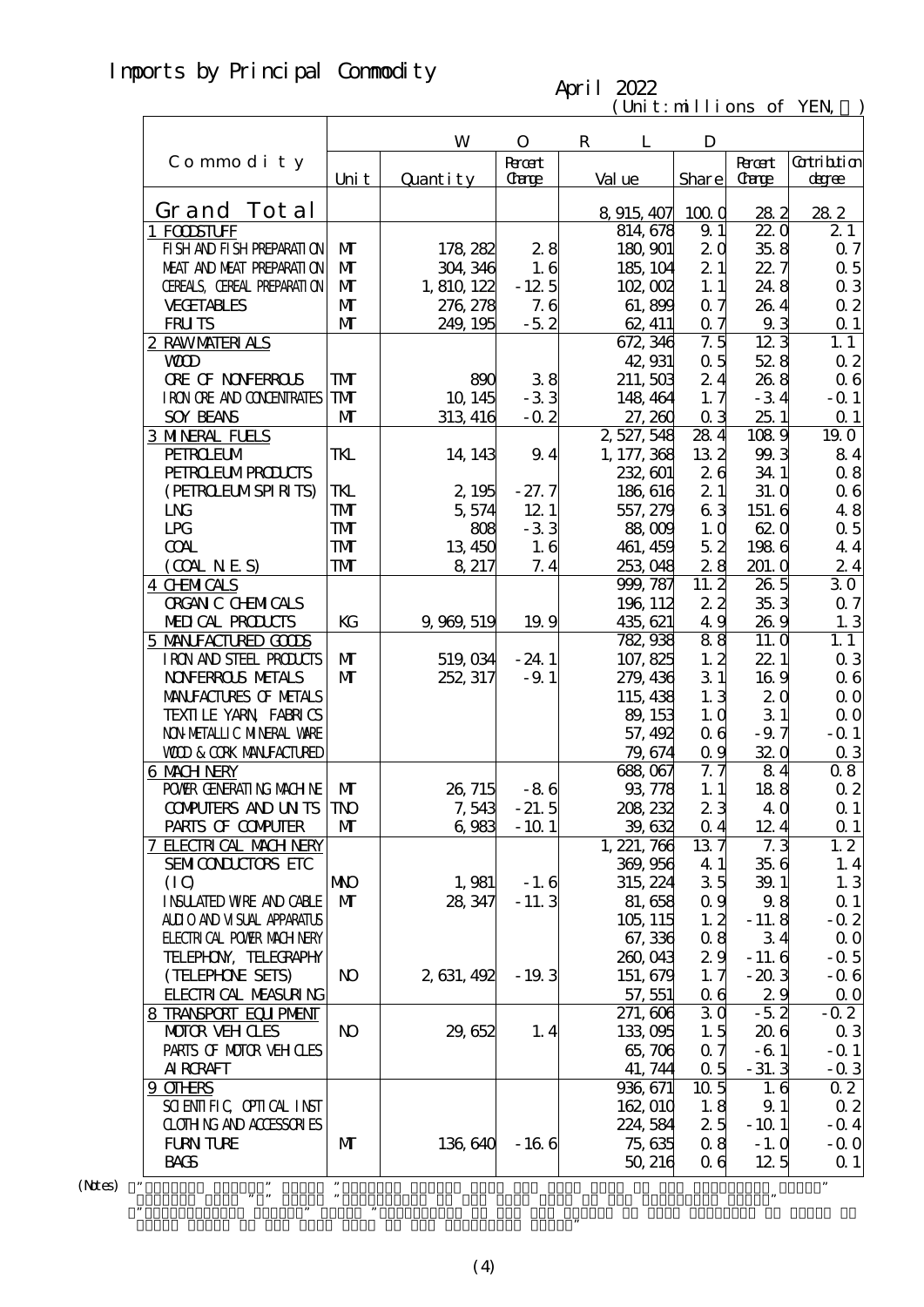# Imports by Principal Commodity

April 2022

(Unit:millions of YEN,％)

| Commodity | WORLD | | | | | | |
|---|---|---|---|---|---|---|---|
| | Unit | Quantity | Percent Change | Value | Share | Percent Change | Contribution degree |
| Grand Total | | | | 8,915,407 | 100.0 | 28.2 | 28.2 |
| 1 FOODSTUFF | | | | 814,678 | 9.1 | 22.0 | 2.1 |
| FISH AND FISH PREPARATION | MT | 178,282 | 2.8 | 180,901 | 2.0 | 35.8 | 0.7 |
| MEAT AND MEAT PREPARATION | MT | 304,346 | 1.6 | 185,104 | 2.1 | 22.7 | 0.5 |
| CEREALS, CEREAL PREPARATION | MT | 1,810,122 | -12.5 | 102,002 | 1.1 | 24.8 | 0.3 |
| VEGETABLES | MT | 276,278 | 7.6 | 61,899 | 0.7 | 26.4 | 0.2 |
| FRUITS | MT | 249,195 | -5.2 | 62,411 | 0.7 | 9.3 | 0.1 |
| 2 RAW MATERIALS | | | | 672,346 | 7.5 | 12.3 | 1.1 |
| WOOD | | | | 42,931 | 0.5 | 52.8 | 0.2 |
| ORE OF NONFERROUS | TMT | 890 | 3.8 | 211,503 | 2.4 | 26.8 | 0.6 |
| IRON ORE AND CONCENTRATES | TMT | 10,145 | -3.3 | 148,464 | 1.7 | -3.4 | -0.1 |
| SOY BEANS | MT | 313,416 | -0.2 | 27,260 | 0.3 | 25.1 | 0.1 |
| 3 MINERAL FUELS | | | | 2,527,548 | 28.4 | 108.9 | 19.0 |
| PETROLEUM | TKL | 14,143 | 9.4 | 1,177,368 | 13.2 | 99.3 | 8.4 |
| PETROLEUM PRODUCTS | | | | 232,601 | 2.6 | 34.1 | 0.8 |
| (PETROLEUM SPIRITS) | TKL | 2,195 | -27.7 | 186,616 | 2.1 | 31.0 | 0.6 |
| LNG | TMT | 5,574 | 12.1 | 557,279 | 6.3 | 151.6 | 4.8 |
| LPG | TMT | 808 | -3.3 | 88,009 | 1.0 | 62.0 | 0.5 |
| COAL | TMT | 13,450 | 1.6 | 461,459 | 5.2 | 198.6 | 4.4 |
| (COAL N.E.S) | TMT | 8,217 | 7.4 | 253,048 | 2.8 | 201.0 | 2.4 |
| 4 CHEMICALS | | | | 999,787 | 11.2 | 26.5 | 3.0 |
| ORGANIC CHEMICALS | | | | 196,112 | 2.2 | 35.3 | 0.7 |
| MEDICAL PRODUCTS | KG | 9,969,519 | 19.9 | 435,621 | 4.9 | 26.9 | 1.3 |
| 5 MANUFACTURED GOODS | | | | 782,938 | 8.8 | 11.0 | 1.1 |
| IRON AND STEEL PRODUCTS | MT | 519,034 | -24.1 | 107,825 | 1.2 | 22.1 | 0.3 |
| NONFERROUS METALS | MT | 252,317 | -9.1 | 279,436 | 3.1 | 16.9 | 0.6 |
| MANUFACTURES OF METALS | | | | 115,438 | 1.3 | 2.0 | 0.0 |
| TEXTILE YARN, FABRICS | | | | 89,153 | 1.0 | 3.1 | 0.0 |
| NON-METALLIC MINERAL WARE | | | | 57,492 | 0.6 | -9.7 | -0.1 |
| WOOD & CORK MANUFACTURED | | | | 79,674 | 0.9 | 32.0 | 0.3 |
| 6 MACHINERY | | | | 688,067 | 7.7 | 8.4 | 0.8 |
| POWER GENERATING MACHINE | MT | 26,715 | -8.6 | 93,778 | 1.1 | 18.8 | 0.2 |
| COMPUTERS AND UNITS | TNO | 7,543 | -21.5 | 208,232 | 2.3 | 4.0 | 0.1 |
| PARTS OF COMPUTER | MT | 6,983 | -10.1 | 39,632 | 0.4 | 12.4 | 0.1 |
| 7 ELECTRICAL MACHINERY | | | | 1,221,766 | 13.7 | 7.3 | 1.2 |
| SEMICONDUCTORS ETC | | | | 369,956 | 4.1 | 35.6 | 1.4 |
| (IC) | MNO | 1,981 | -1.6 | 315,224 | 3.5 | 39.1 | 1.3 |
| INSULATED WIRE AND CABLE | MT | 28,347 | -11.3 | 81,658 | 0.9 | 9.8 | 0.1 |
| AUDIO AND VISUAL APPARATUS | | | | 105,115 | 1.2 | -11.8 | -0.2 |
| ELECTRICAL POWER MACHINERY | | | | 67,336 | 0.8 | 3.4 | 0.0 |
| TELEPHONY, TELEGRAPHY | | | | 260,043 | 2.9 | -11.6 | -0.5 |
| (TELEPHONE SETS) | NO | 2,631,492 | -19.3 | 151,679 | 1.7 | -20.3 | -0.6 |
| ELECTRICAL MEASURING | | | | 57,551 | 0.6 | 2.9 | 0.0 |
| 8 TRANSPORT EQUIPMENT | | | | 271,606 | 3.0 | -5.2 | -0.2 |
| MOTOR VEHICLES | NO | 29,652 | 1.4 | 133,095 | 1.5 | 20.6 | 0.3 |
| PARTS OF MOTOR VEHICLES | | | | 65,706 | 0.7 | -6.1 | -0.1 |
| AIRCRAFT | | | | 41,744 | 0.5 | -31.3 | -0.3 |
| 9 OTHERS | | | | 936,671 | 10.5 | 1.6 | 0.2 |
| SCIENTIFIC, OPTICAL INST | | | | 162,010 | 1.8 | 9.1 | 0.2 |
| CLOTHING AND ACCESSORIES | | | | 224,584 | 2.5 | -10.1 | -0.4 |
| FURNITURE | MT | 136,640 | -16.6 | 75,635 | 0.8 | -1.0 | -0.0 |
| BAGS | | | | 50,216 | 0.6 | 12.5 | 0.1 |

(Notes)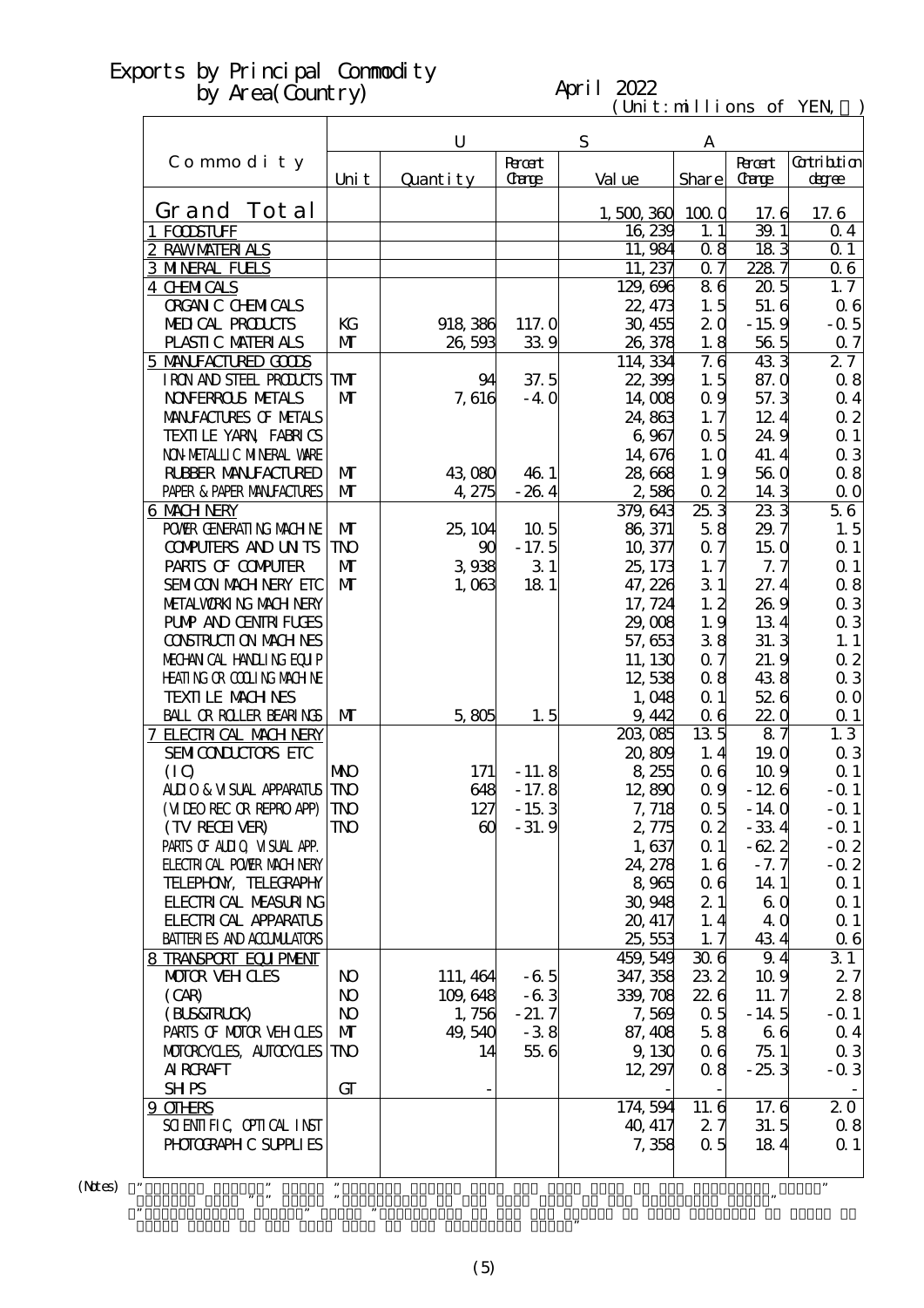# Exports by Principal Commodity by Area(Country)

April 2022

(Unit: millions of YEN, ％)

| Commodity | U | | | S | A | | |
|---|---|---|---|---|---|---|---|
| | Unit | Quantity | Percent Change | Value | Share | Percent Change | Contribution degree |
| Grand Total | | | | 1,500,360 | 100.0 | 17.6 | 17.6 |
| 1 FOODSTUFF | | | | 16,239 | 1.1 | 39.1 | 0.4 |
| 2 RAW MATERIALS | | | | 11,984 | 0.8 | 18.3 | 0.1 |
| 3 MINERAL FUELS | | | | 11,237 | 0.7 | 228.7 | 0.6 |
| 4 CHEMICALS | | | | 129,696 | 8.6 | 20.5 | 1.7 |
| ORGANIC CHEMICALS | | | | 22,473 | 1.5 | 51.6 | 0.6 |
| MEDICAL PRODUCTS | KG | 918,386 | 117.0 | 30,455 | 2.0 | -15.9 | -0.5 |
| PLASTIC MATERIALS | MT | 26,593 | 33.9 | 26,378 | 1.8 | 56.5 | 0.7 |
| 5 MANUFACTURED GOODS | | | | 114,334 | 7.6 | 43.3 | 2.7 |
| IRON AND STEEL PRODUCTS | TMT | 94 | 37.5 | 22,399 | 1.5 | 87.0 | 0.8 |
| NONFERROUS METALS | MT | 7,616 | -4.0 | 14,008 | 0.9 | 57.3 | 0.4 |
| MANUFACTURES OF METALS | | | | 24,863 | 1.7 | 12.4 | 0.2 |
| TEXTILE YARN, FABRICS | | | | 6,967 | 0.5 | 24.9 | 0.1 |
| NON-METALLIC MINERAL WARE | | | | 14,676 | 1.0 | 41.4 | 0.3 |
| RUBBER MANUFACTURED | MT | 43,080 | 46.1 | 28,668 | 1.9 | 56.0 | 0.8 |
| PAPER & PAPER MANUFACTURES | MT | 4,275 | -26.4 | 2,586 | 0.2 | 14.3 | 0.0 |
| 6 MACHINERY | | | | 379,643 | 25.3 | 23.3 | 5.6 |
| POWER GENERATING MACHINE | MT | 25,104 | 10.5 | 86,371 | 5.8 | 29.7 | 1.5 |
| COMPUTERS AND UNITS | TNO | 90 | -17.5 | 10,377 | 0.7 | 15.0 | 0.1 |
| PARTS OF COMPUTER | MT | 3,938 | 3.1 | 25,173 | 1.7 | 7.7 | 0.1 |
| SEMICON MACHINERY ETC | MT | 1,063 | 18.1 | 47,226 | 3.1 | 27.4 | 0.8 |
| METALWORKING MACHINERY | | | | 17,724 | 1.2 | 26.9 | 0.3 |
| PUMP AND CENTRIFUGES | | | | 29,008 | 1.9 | 13.4 | 0.3 |
| CONSTRUCTION MACHINES | | | | 57,653 | 3.8 | 31.3 | 1.1 |
| MECHANICAL HANDLING EQUIP | | | | 11,130 | 0.7 | 21.9 | 0.2 |
| HEATING OR COOLING MACHINE | | | | 12,538 | 0.8 | 43.8 | 0.3 |
| TEXTILE MACHINES | | | | 1,048 | 0.1 | 52.6 | 0.0 |
| BALL OR ROLLER BEARINGS | MT | 5,805 | 1.5 | 9,442 | 0.6 | 22.0 | 0.1 |
| 7 ELECTRICAL MACHINERY | | | | 203,085 | 13.5 | 8.7 | 1.3 |
| SEMICONDUCTORS ETC | | | | 20,809 | 1.4 | 19.0 | 0.3 |
| (IC) | MNO | 171 | -11.8 | 8,255 | 0.6 | 10.9 | 0.1 |
| AUDIO & VISUAL APPARATUS | TNO | 648 | -17.8 | 12,890 | 0.9 | -12.6 | -0.1 |
| (VIDEO REC OR REPRO APP) | TNO | 127 | -15.3 | 7,718 | 0.5 | -14.0 | -0.1 |
| (TV RECEIVER) | TNO | 60 | -31.9 | 2,775 | 0.2 | -33.4 | -0.1 |
| PARTS OF AUDIO, VISUAL APP. | | | | 1,637 | 0.1 | -62.2 | -0.2 |
| ELECTRICAL POWER MACHINERY | | | | 24,278 | 1.6 | -7.7 | -0.2 |
| TELEPHONY, TELEGRAPHY | | | | 8,965 | 0.6 | 14.1 | 0.1 |
| ELECTRICAL MEASURING | | | | 30,948 | 2.1 | 6.0 | 0.1 |
| ELECTRICAL APPARATUS | | | | 20,417 | 1.4 | 4.0 | 0.1 |
| BATTERIES AND ACCUMULATORS | | | | 25,553 | 1.7 | 43.4 | 0.6 |
| 8 TRANSPORT EQUIPMENT | | | | 459,549 | 30.6 | 9.4 | 3.1 |
| MOTOR VEHICLES | NO | 111,464 | -6.5 | 347,358 | 23.2 | 10.9 | 2.7 |
| (CAR) | NO | 109,648 | -6.3 | 339,708 | 22.6 | 11.7 | 2.8 |
| (BUS&TRUCK) | NO | 1,756 | -21.7 | 7,569 | 0.5 | -14.5 | -0.1 |
| PARTS OF MOTOR VEHICLES | MT | 49,540 | -3.8 | 87,408 | 5.8 | 6.6 | 0.4 |
| MOTORCYCLES, AUTOCYCLES | TNO | 14 | 55.6 | 9,130 | 0.6 | 75.1 | 0.3 |
| AIRCRAFT | | | | 12,297 | 0.8 | -25.3 | -0.3 |
| SHIPS | GT | - | | - | - | | - |
| 9 OTHERS | | | | 174,594 | 11.6 | 17.6 | 2.0 |
| SCIENTIFIC, OPTICAL INST | | | | 40,417 | 2.7 | 31.5 | 0.8 |
| PHOTOGRAPHIC SUPPLIES | | | | 7,358 | 0.5 | 18.4 | 0.1 |

(Notes)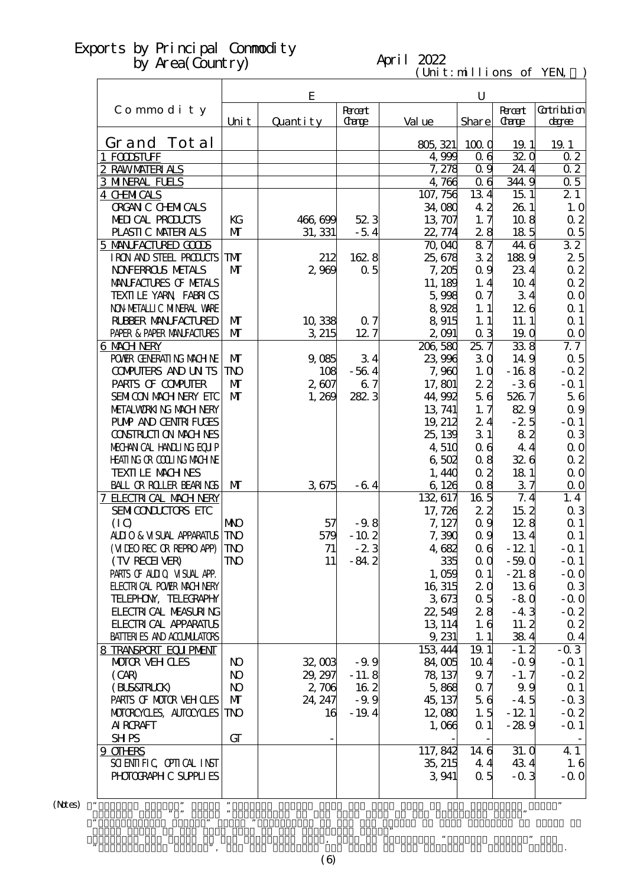# Exports by Principal Commodity by Area(Country)

April 2022

(Unit:millions of YEN, ％)

| Commodity | E | | | U | | | |
|---|---|---|---|---|---|---|---|
| | Unit | Quantity | Percent Change | Value | Share | Percent Change | Contribution degree |
| Grand Total | | | | 805,321 | 100.0 | 19.1 | 19.1 |
| 1 FOODSTUFF | | | | 4,999 | 0.6 | 32.0 | 0.2 |
| 2 RAW MATERIALS | | | | 7,278 | 0.9 | 24.4 | 0.2 |
| 3 MINERAL FUELS | | | | 4,766 | 0.6 | 344.9 | 0.5 |
| 4 CHEMICALS | | | | 107,756 | 13.4 | 15.1 | 2.1 |
| ORGANIC CHEMICALS | | | | 34,080 | 4.2 | 26.1 | 1.0 |
| MEDICAL PRODUCTS | KG | 466,699 | 52.3 | 13,707 | 1.7 | 10.8 | 0.2 |
| PLASTIC MATERIALS | MT | 31,331 | -5.4 | 22,774 | 2.8 | 18.5 | 0.5 |
| 5 MANUFACTURED GOODS | | | | 70,040 | 8.7 | 44.6 | 3.2 |
| IRON AND STEEL PRODUCTS | TMT | 212 | 162.8 | 25,678 | 3.2 | 188.9 | 2.5 |
| NONFERROUS METALS | MT | 2,969 | 0.5 | 7,205 | 0.9 | 23.4 | 0.2 |
| MANUFACTURES OF METALS | | | | 11,189 | 1.4 | 10.4 | 0.2 |
| TEXTILE YARN, FABRICS | | | | 5,998 | 0.7 | 3.4 | 0.0 |
| NON-METALLIC MINERAL WARE | | | | 8,928 | 1.1 | 12.6 | 0.1 |
| RUBBER MANUFACTURED | MT | 10,338 | 0.7 | 8,915 | 1.1 | 11.1 | 0.1 |
| PAPER & PAPER MANUFACTURES | MT | 3,215 | 12.7 | 2,091 | 0.3 | 19.0 | 0.0 |
| 6 MACHINERY | | | | 206,580 | 25.7 | 33.8 | 7.7 |
| POWER GENERATING MACHINE | MT | 9,085 | 3.4 | 23,996 | 3.0 | 14.9 | 0.5 |
| COMPUTERS AND UNITS | TNO | 108 | -56.4 | 7,960 | 1.0 | -16.8 | -0.2 |
| PARTS OF COMPUTER | MT | 2,607 | 6.7 | 17,801 | 2.2 | -3.6 | -0.1 |
| SEMICON MACHINERY ETC | MT | 1,269 | 282.3 | 44,992 | 5.6 | 526.7 | 5.6 |
| METALWORKING MACHINERY | | | | 13,741 | 1.7 | 82.9 | 0.9 |
| PUMP AND CENTRIFUGES | | | | 19,212 | 2.4 | -2.5 | -0.1 |
| CONSTRUCTION MACHINES | | | | 25,139 | 3.1 | 8.2 | 0.3 |
| MECHANICAL HANDLING EQUIP | | | | 4,510 | 0.6 | 4.4 | 0.0 |
| HEATING OR COOLING MACHINE | | | | 6,502 | 0.8 | 32.6 | 0.2 |
| TEXTILE MACHINES | | | | 1,440 | 0.2 | 18.1 | 0.0 |
| BALL OR ROLLER BEARINGS | MT | 3,675 | -6.4 | 6,126 | 0.8 | 3.7 | 0.0 |
| 7 ELECTRICAL MACHINERY | | | | 132,617 | 16.5 | 7.4 | 1.4 |
| SEMICONDUCTORS ETC | | | | 17,726 | 2.2 | 15.2 | 0.3 |
| (IC) | MNO | 57 | -9.8 | 7,127 | 0.9 | 12.8 | 0.1 |
| AUDIO & VISUAL APPARATUS | TNO | 579 | -10.2 | 7,390 | 0.9 | 13.4 | 0.1 |
| (VIDEO REC OR REPRO APP) | TNO | 71 | -2.3 | 4,682 | 0.6 | -12.1 | -0.1 |
| (TV RECEIVER) | TNO | 11 | -84.2 | 335 | 0.0 | -59.0 | -0.1 |
| PARTS OF AUDIO, VISUAL APP. | | | | 1,059 | 0.1 | -21.8 | -0.0 |
| ELECTRICAL POWER MACHINERY | | | | 16,315 | 2.0 | 13.6 | 0.3 |
| TELEPHONY, TELEGRAPHY | | | | 3,673 | 0.5 | -8.0 | -0.0 |
| ELECTRICAL MEASURING | | | | 22,549 | 2.8 | -4.3 | -0.2 |
| ELECTRICAL APPARATUS | | | | 13,114 | 1.6 | 11.2 | 0.2 |
| BATTERIES AND ACCUMULATORS | | | | 9,231 | 1.1 | 38.4 | 0.4 |
| 8 TRANSPORT EQUIPMENT | | | | 153,444 | 19.1 | -1.2 | -0.3 |
| MOTOR VEHICLES | NO | 32,003 | -9.9 | 84,005 | 10.4 | -0.9 | -0.1 |
| (CAR) | NO | 29,297 | -11.8 | 78,137 | 9.7 | -1.7 | -0.2 |
| (BUS&TRUCK) | NO | 2,706 | 16.2 | 5,868 | 0.7 | 9.9 | 0.1 |
| PARTS OF MOTOR VEHICLES | MT | 24,247 | -9.9 | 45,137 | 5.6 | -4.5 | -0.3 |
| MOTORCYCLES, AUTOCYCLES | TNO | 16 | -19.4 | 12,080 | 1.5 | -12.1 | -0.2 |
| AIRCRAFT | | | | 1,066 | 0.1 | -28.9 | -0.1 |
| SHIPS | GT | - | | - | - | | - |
| 9 OTHERS | | | | 117,842 | 14.6 | 31.0 | 4.1 |
| SCIENTIFIC, OPTICAL INST | | | | 35,215 | 4.4 | 43.4 | 1.6 |
| PHOTOGRAPHIC SUPPLIES | | | | 3,941 | 0.5 | -0.3 | -0.0 |

(Notes)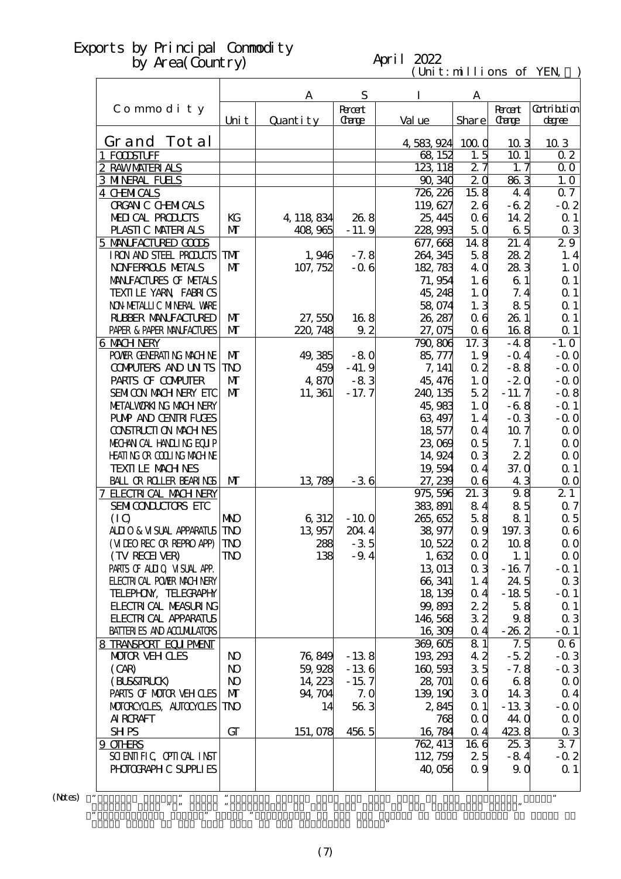# Exports by Principal Commodity by Area(Country)

April 2022

(Unit:millions of YEN, ％)

| Commodity | ASIA | | | | | | |
|---|---|---|---|---|---|---|---|
| | Unit | Quantity | Percent Change | Value | Share | Percent Change | Contribution degree |
| Grand Total | | | | 4,583,924 | 100.0 | 10.3 | 10.3 |
| 1 FOODSTUFF | | | | 68,152 | 1.5 | 10.1 | 0.2 |
| 2 RAW MATERIALS | | | | 123,118 | 2.7 | 1.7 | 0.0 |
| 3 MINERAL FUELS | | | | 90,340 | 2.0 | 86.3 | 1.0 |
| 4 CHEMICALS | | | | 726,226 | 15.8 | 4.4 | 0.7 |
| ORGANIC CHEMICALS | | | | 119,627 | 2.6 | -6.2 | -0.2 |
| MEDICAL PRODUCTS | KG | 4,118,834 | 26.8 | 25,445 | 0.6 | 14.2 | 0.1 |
| PLASTIC MATERIALS | MT | 408,965 | -11.9 | 228,993 | 5.0 | 6.5 | 0.3 |
| 5 MANUFACTURED GOODS | | | | 677,668 | 14.8 | 21.4 | 2.9 |
| IRON AND STEEL PRODUCTS | TMT | 1,946 | -7.8 | 264,345 | 5.8 | 28.2 | 1.4 |
| NONFERROUS METALS | MT | 107,752 | -0.6 | 182,783 | 4.0 | 28.3 | 1.0 |
| MANUFACTURES OF METALS | | | | 71,954 | 1.6 | 6.1 | 0.1 |
| TEXTILE YARN, FABRICS | | | | 45,248 | 1.0 | 7.4 | 0.1 |
| NON-METALLIC MINERAL WARE | | | | 58,074 | 1.3 | 8.5 | 0.1 |
| RUBBER MANUFACTURED | MT | 27,550 | 16.8 | 26,287 | 0.6 | 26.1 | 0.1 |
| PAPER & PAPER MANUFACTURES | MT | 220,748 | 9.2 | 27,075 | 0.6 | 16.8 | 0.1 |
| 6 MACHINERY | | | | 790,806 | 17.3 | -4.8 | -1.0 |
| POWER GENERATING MACHINE | MT | 49,385 | -8.0 | 85,777 | 1.9 | -0.4 | -0.0 |
| COMPUTERS AND UNITS | TNO | 459 | -41.9 | 7,141 | 0.2 | -8.8 | -0.0 |
| PARTS OF COMPUTER | MT | 4,870 | -8.3 | 45,476 | 1.0 | -2.0 | -0.0 |
| SEMICON MACHINERY ETC | MT | 11,361 | -17.7 | 240,135 | 5.2 | -11.7 | -0.8 |
| METALWORKING MACHINERY | | | | 45,983 | 1.0 | -6.8 | -0.1 |
| PUMP AND CENTRIFUGES | | | | 63,497 | 1.4 | -0.3 | -0.0 |
| CONSTRUCTION MACHINES | | | | 18,577 | 0.4 | 10.7 | 0.0 |
| MECHANICAL HANDLING EQUIP | | | | 23,069 | 0.5 | 7.1 | 0.0 |
| HEATING OR COOLING MACHINE | | | | 14,924 | 0.3 | 2.2 | 0.0 |
| TEXTILE MACHINES | | | | 19,594 | 0.4 | 37.0 | 0.1 |
| BALL OR ROLLER BEARINGS | MT | 13,789 | -3.6 | 27,239 | 0.6 | 4.3 | 0.0 |
| 7 ELECTRICAL MACHINERY | | | | 975,596 | 21.3 | 9.8 | 2.1 |
| SEMICONDUCTORS ETC | | | | 383,891 | 8.4 | 8.5 | 0.7 |
| (IC) | MNO | 6,312 | -10.0 | 265,652 | 5.8 | 8.1 | 0.5 |
| AUDIO & VISUAL APPARATUS | TNO | 13,957 | 204.4 | 38,977 | 0.9 | 197.3 | 0.6 |
| (VIDEO REC OR REPRO APP) | TNO | 288 | -3.5 | 10,522 | 0.2 | 10.8 | 0.0 |
| (TV RECEIVER) | TNO | 138 | -9.4 | 1,632 | 0.0 | 1.1 | 0.0 |
| PARTS OF AUDIO, VISUAL APP. | | | | 13,013 | 0.3 | -16.7 | -0.1 |
| ELECTRICAL POWER MACHINERY | | | | 66,341 | 1.4 | 24.5 | 0.3 |
| TELEPHONY, TELEGRAPHY | | | | 18,139 | 0.4 | -18.5 | -0.1 |
| ELECTRICAL MEASURING | | | | 99,893 | 2.2 | 5.8 | 0.1 |
| ELECTRICAL APPARATUS | | | | 146,568 | 3.2 | 9.8 | 0.3 |
| BATTERIES AND ACCUMULATORS | | | | 16,309 | 0.4 | -26.2 | -0.1 |
| 8 TRANSPORT EQUIPMENT | | | | 369,605 | 8.1 | 7.5 | 0.6 |
| MOTOR VEHICLES | NO | 76,849 | -13.8 | 193,293 | 4.2 | -5.2 | -0.3 |
| (CAR) | NO | 59,928 | -13.6 | 160,593 | 3.5 | -7.8 | -0.3 |
| (BUS&TRUCK) | NO | 14,223 | -15.7 | 28,701 | 0.6 | 6.8 | 0.0 |
| PARTS OF MOTOR VEHICLES | MT | 94,704 | 7.0 | 139,190 | 3.0 | 14.3 | 0.4 |
| MOTORCYCLES, AUTOCYCLES | TNO | 14 | 56.3 | 2,845 | 0.1 | -13.3 | -0.0 |
| AIRCRAFT | | | | 768 | 0.0 | 44.0 | 0.0 |
| SHIPS | GT | 151,078 | 456.5 | 16,784 | 0.4 | 423.8 | 0.3 |
| 9 OTHERS | | | | 762,413 | 16.6 | 25.3 | 3.7 |
| SCIENTIFIC, OPTICAL INST | | | | 112,759 | 2.5 | -8.4 | -0.2 |
| PHOTOGRAPHIC SUPPLIES | | | | 40,056 | 0.9 | 9.0 | 0.1 |

(Notes)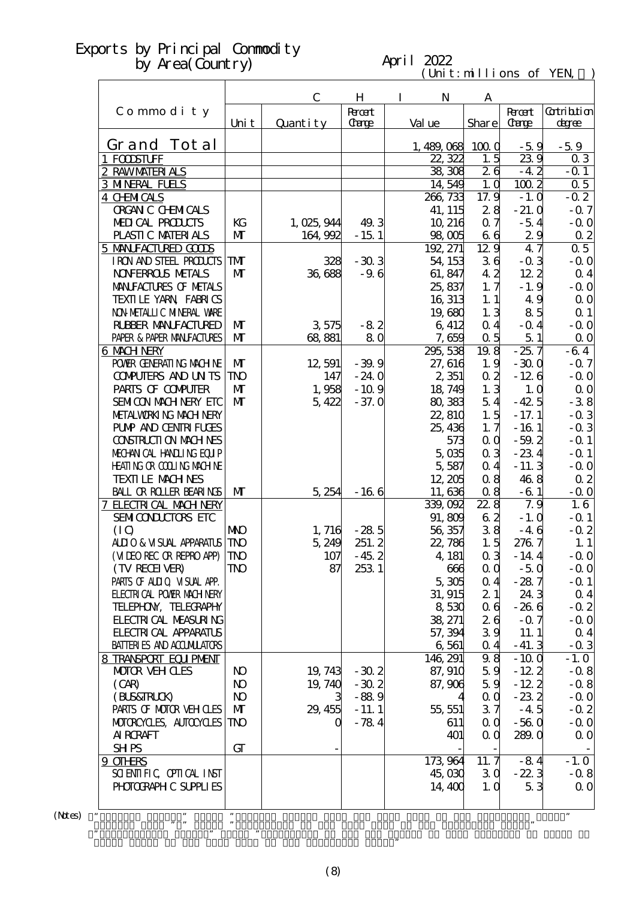# Exports by Principal Commodity by Area(Country)

April 2022

(Unit:millions of YEN, ％)

| Commodity | CHINA | | | | | | |
|---|---|---|---|---|---|---|---|
| | Unit | Quantity | Percent Change | Value | Share | Percent Change | Contribution degree |
| Grand Total | | | | 1,489,068 | 100.0 | -5.9 | -5.9 |
| 1 FOODSTUFF | | | | 22,322 | 1.5 | 23.9 | 0.3 |
| 2 RAW MATERIALS | | | | 38,308 | 2.6 | -4.2 | -0.1 |
| 3 MINERAL FUELS | | | | 14,549 | 1.0 | 100.2 | 0.5 |
| 4 CHEMICALS | | | | 266,733 | 17.9 | -1.0 | -0.2 |
| ORGANIC CHEMICALS | | | | 41,115 | 2.8 | -21.0 | -0.7 |
| MEDICAL PRODUCTS | KG | 1,025,944 | 49.3 | 10,216 | 0.7 | -5.4 | -0.0 |
| PLASTIC MATERIALS | MT | 164,992 | -15.1 | 98,005 | 6.6 | 2.9 | 0.2 |
| 5 MANUFACTURED GOODS | | | | 192,271 | 12.9 | 4.7 | 0.5 |
| IRON AND STEEL PRODUCTS | TMT | 328 | -30.3 | 54,153 | 3.6 | -0.3 | -0.0 |
| NONFERROUS METALS | MT | 36,688 | -9.6 | 61,847 | 4.2 | 12.2 | 0.4 |
| MANUFACTURES OF METALS | | | | 25,837 | 1.7 | -1.9 | -0.0 |
| TEXTILE YARN, FABRICS | | | | 16,313 | 1.1 | 4.9 | 0.0 |
| NON-METALLIC MINERAL WARE | | | | 19,680 | 1.3 | 8.5 | 0.1 |
| RUBBER MANUFACTURED | MT | 3,575 | -8.2 | 6,412 | 0.4 | -0.4 | -0.0 |
| PAPER & PAPER MANUFACTURES | MT | 68,881 | 8.0 | 7,659 | 0.5 | 5.1 | 0.0 |
| 6 MACHINERY | | | | 295,538 | 19.8 | -25.7 | -6.4 |
| POWER GENERATING MACHINE | MT | 12,591 | -39.9 | 27,616 | 1.9 | -30.0 | -0.7 |
| COMPUTERS AND UNITS | TNO | 147 | -24.0 | 2,351 | 0.2 | -12.6 | -0.0 |
| PARTS OF COMPUTER | MT | 1,958 | -10.9 | 18,749 | 1.3 | 1.0 | 0.0 |
| SEMICON MACHINERY ETC | MT | 5,422 | -37.0 | 80,383 | 5.4 | -42.5 | -3.8 |
| METALWORKING MACHINERY | | | | 22,810 | 1.5 | -17.1 | -0.3 |
| PUMP AND CENTRIFUGES | | | | 25,436 | 1.7 | -16.1 | -0.3 |
| CONSTRUCTION MACHINES | | | | 573 | 0.0 | -59.2 | -0.1 |
| MECHANICAL HANDLING EQUIP | | | | 5,035 | 0.3 | -23.4 | -0.1 |
| HEATING OR COOLING MACHINE | | | | 5,587 | 0.4 | -11.3 | -0.0 |
| TEXTILE MACHINES | | | | 12,205 | 0.8 | 46.8 | 0.2 |
| BALL OR ROLLER BEARINGS | MT | 5,254 | -16.6 | 11,636 | 0.8 | -6.1 | -0.0 |
| 7 ELECTRICAL MACHINERY | | | | 339,092 | 22.8 | 7.9 | 1.6 |
| SEMICONDUCTORS ETC | | | | 91,809 | 6.2 | -1.0 | -0.1 |
| (IC) | MNO | 1,716 | -28.5 | 56,357 | 3.8 | -4.6 | -0.2 |
| AUDIO & VISUAL APPARATUS | TNO | 5,249 | 251.2 | 22,786 | 1.5 | 276.7 | 1.1 |
| (VIDEO REC OR REPRO APP) | TNO | 107 | -45.2 | 4,181 | 0.3 | -14.4 | -0.0 |
| (TV RECEIVER) | TNO | 87 | 253.1 | 666 | 0.0 | -5.0 | -0.0 |
| PARTS OF AUDIO, VISUAL APP. | | | | 5,305 | 0.4 | -28.7 | -0.1 |
| ELECTRICAL POWER MACHINERY | | | | 31,915 | 2.1 | 24.3 | 0.4 |
| TELEPHONY, TELEGRAPHY | | | | 8,530 | 0.6 | -26.6 | -0.2 |
| ELECTRICAL MEASURING | | | | 38,271 | 2.6 | -0.7 | -0.0 |
| ELECTRICAL APPARATUS | | | | 57,394 | 3.9 | 11.1 | 0.4 |
| BATTERIES AND ACCUMULATORS | | | | 6,561 | 0.4 | -41.3 | -0.3 |
| 8 TRANSPORT EQUIPMENT | | | | 146,291 | 9.8 | -10.0 | -1.0 |
| MOTOR VEHICLES | NO | 19,743 | -30.2 | 87,910 | 5.9 | -12.2 | -0.8 |
| (CAR) | NO | 19,740 | -30.2 | 87,906 | 5.9 | -12.2 | -0.8 |
| (BUS&TRUCK) | NO | 3 | -88.9 | 4 | 0.0 | -23.2 | -0.0 |
| PARTS OF MOTOR VEHICLES | MT | 29,455 | -11.1 | 55,551 | 3.7 | -4.5 | -0.2 |
| MOTORCYCLES, AUTOCYCLES | TNO | 0 | -78.4 | 611 | 0.0 | -56.0 | -0.0 |
| AIRCRAFT | | | | 401 | 0.0 | 289.0 | 0.0 |
| SHIPS | GT | - | | - | - | | - |
| 9 OTHERS | | | | 173,964 | 11.7 | -8.4 | -1.0 |
| SCIENTIFIC, OPTICAL INST | | | | 45,030 | 3.0 | -22.3 | -0.8 |
| PHOTOGRAPHIC SUPPLIES | | | | 14,400 | 1.0 | 5.3 | 0.0 |

(Notes)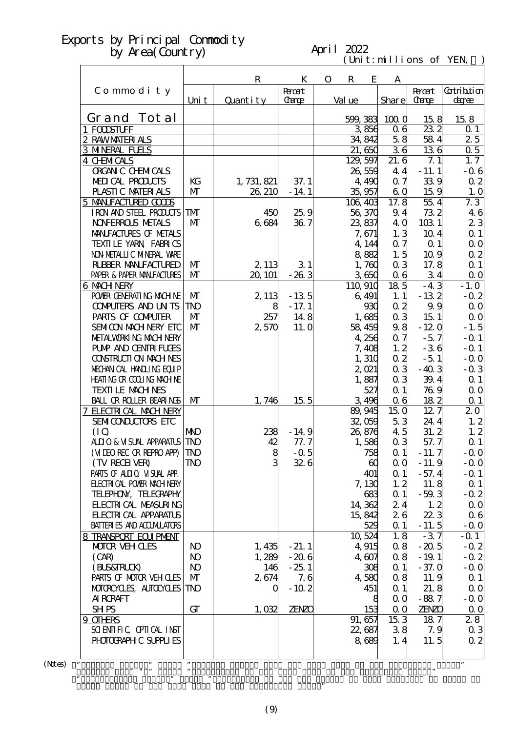# Exports by Principal Commodity by Area(Country)

April 2022

(Unit:millions of YEN, ％)

| Commodity | KOREA | | | | | | |
|---|---|---|---|---|---|---|---|
| | Unit | Quantity | Percent Change | Value | Share | Percent Change | Contribution degree |
| Grand Total | | | | 599,383 | 100.0 | 15.8 | 15.8 |
| 1 FOODSTUFF | | | | 3,856 | 0.6 | 23.2 | 0.1 |
| 2 RAW MATERIALS | | | | 34,842 | 5.8 | 58.4 | 2.5 |
| 3 MINERAL FUELS | | | | 21,650 | 3.6 | 13.6 | 0.5 |
| 4 CHEMICALS | | | | 129,597 | 21.6 | 7.1 | 1.7 |
| ORGANIC CHEMICALS | | | | 26,559 | 4.4 | -11.1 | -0.6 |
| MEDICAL PRODUCTS | KG | 1,731,821 | 37.1 | 4,490 | 0.7 | 33.9 | 0.2 |
| PLASTIC MATERIALS | MT | 26,210 | -14.1 | 35,957 | 6.0 | 15.9 | 1.0 |
| 5 MANUFACTURED GOODS | | | | 106,403 | 17.8 | 55.4 | 7.3 |
| IRON AND STEEL PRODUCTS | TMT | 450 | 25.9 | 56,370 | 9.4 | 73.2 | 4.6 |
| NONFERROUS METALS | MT | 6,684 | 36.7 | 23,837 | 4.0 | 103.1 | 2.3 |
| MANUFACTURES OF METALS | | | | 7,671 | 1.3 | 10.4 | 0.1 |
| TEXTILE YARN, FABRICS | | | | 4,144 | 0.7 | 0.1 | 0.0 |
| NON-METALLIC MINERAL WARE | | | | 8,882 | 1.5 | 10.9 | 0.2 |
| RUBBER MANUFACTURED | MT | 2,113 | 3.1 | 1,760 | 0.3 | 17.8 | 0.1 |
| PAPER & PAPER MANUFACTURES | MT | 20,101 | -26.3 | 3,650 | 0.6 | 3.4 | 0.0 |
| 6 MACHINERY | | | | 110,910 | 18.5 | -4.3 | -1.0 |
| POWER GENERATING MACHINE | MT | 2,113 | -13.5 | 6,491 | 1.1 | -13.2 | -0.2 |
| COMPUTERS AND UNITS | TNO | 8 | -17.1 | 930 | 0.2 | 9.9 | 0.0 |
| PARTS OF COMPUTER | MT | 257 | 14.8 | 1,685 | 0.3 | 15.1 | 0.0 |
| SEMICON MACHINERY ETC | MT | 2,570 | 11.0 | 58,459 | 9.8 | -12.0 | -1.5 |
| METALWORKING MACHINERY | | | | 4,256 | 0.7 | -5.7 | -0.1 |
| PUMP AND CENTRIFUGES | | | | 7,408 | 1.2 | -3.6 | -0.1 |
| CONSTRUCTION MACHINES | | | | 1,310 | 0.2 | -5.1 | -0.0 |
| MECHANICAL HANDLING EQUIP | | | | 2,021 | 0.3 | -40.3 | -0.3 |
| HEATING OR COOLING MACHINE | | | | 1,887 | 0.3 | 39.4 | 0.1 |
| TEXTILE MACHINES | | | | 527 | 0.1 | 76.9 | 0.0 |
| BALL OR ROLLER BEARINGS | MT | 1,746 | 15.5 | 3,496 | 0.6 | 18.2 | 0.1 |
| 7 ELECTRICAL MACHINERY | | | | 89,945 | 15.0 | 12.7 | 2.0 |
| SEMICONDUCTORS ETC | | | | 32,059 | 5.3 | 24.4 | 1.2 |
| (IC) | MNO | 238 | -14.9 | 26,876 | 4.5 | 31.2 | 1.2 |
| AUDIO & VISUAL APPARATUS | TNO | 42 | 77.7 | 1,586 | 0.3 | 57.7 | 0.1 |
| (VIDEO REC OR REPRO APP) | TNO | 8 | -0.5 | 758 | 0.1 | -11.7 | -0.0 |
| (TV RECEIVER) | TNO | 3 | 32.6 | 60 | 0.0 | -11.9 | -0.0 |
| PARTS OF AUDIO, VISUAL APP. | | | | 401 | 0.1 | -57.4 | -0.1 |
| ELECTRICAL POWER MACHINERY | | | | 7,130 | 1.2 | 11.8 | 0.1 |
| TELEPHONY, TELEGRAPHY | | | | 683 | 0.1 | -59.3 | -0.2 |
| ELECTRICAL MEASURING | | | | 14,362 | 2.4 | 1.2 | 0.0 |
| ELECTRICAL APPARATUS | | | | 15,842 | 2.6 | 22.3 | 0.6 |
| BATTERIES AND ACCUMULATORS | | | | 529 | 0.1 | -11.5 | -0.0 |
| 8 TRANSPORT EQUIPMENT | | | | 10,524 | 1.8 | -3.7 | -0.1 |
| MOTOR VEHICLES | NO | 1,435 | -21.1 | 4,915 | 0.8 | -20.5 | -0.2 |
| (CAR) | NO | 1,289 | -20.6 | 4,607 | 0.8 | -19.1 | -0.2 |
| (BUS&TRUCK) | NO | 146 | -25.1 | 308 | 0.1 | -37.0 | -0.0 |
| PARTS OF MOTOR VEHICLES | MT | 2,674 | 7.6 | 4,580 | 0.8 | 11.9 | 0.1 |
| MOTORCYCLES, AUTOCYCLES | TNO | 0 | -10.2 | 451 | 0.1 | 21.8 | 0.0 |
| AIRCRAFT | | | | 8 | 0.0 | -88.7 | -0.0 |
| SHIPS | GT | 1,032 | ZENZO | 153 | 0.0 | ZENZO | 0.0 |
| 9 OTHERS | | | | 91,657 | 15.3 | 18.7 | 2.8 |
| SCIENTIFIC, OPTICAL INST | | | | 22,687 | 3.8 | 7.9 | 0.3 |
| PHOTOGRAPHIC SUPPLIES | | | | 8,689 | 1.4 | 11.5 | 0.2 |

(Notes)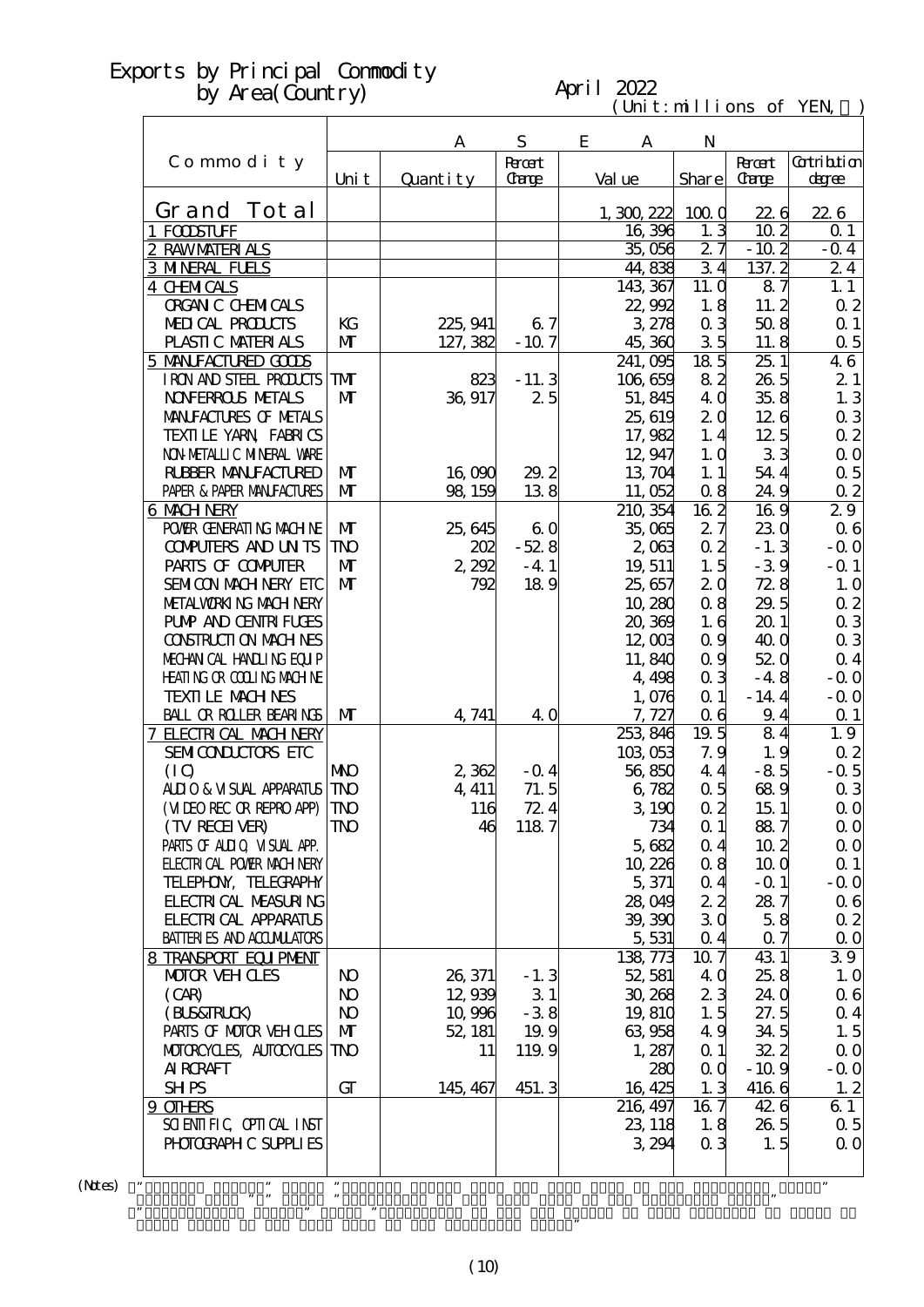# Exports by Principal Commodity by Area(Country)

April 2022

(Unit:millions of YEN, ％)

| Commodity | ASEAN | | | | | | |
|---|---|---|---|---|---|---|---|
| | Unit | Quantity | Percent Change | Value | Share | Percent Change | Contribution degree |
| Grand Total | | | | 1,300,222 | 100.0 | 22.6 | 22.6 |
| 1 FOODSTUFF | | | | 16,396 | 1.3 | 10.2 | 0.1 |
| 2 RAW MATERIALS | | | | 35,056 | 2.7 | -10.2 | -0.4 |
| 3 MINERAL FUELS | | | | 44,838 | 3.4 | 137.2 | 2.4 |
| 4 CHEMICALS | | | | 143,367 | 11.0 | 8.7 | 1.1 |
| ORGANIC CHEMICALS | | | | 22,992 | 1.8 | 11.2 | 0.2 |
| MEDICAL PRODUCTS | KG | 225,941 | 6.7 | 3,278 | 0.3 | 50.8 | 0.1 |
| PLASTIC MATERIALS | MT | 127,382 | -10.7 | 45,360 | 3.5 | 11.8 | 0.5 |
| 5 MANUFACTURED GOODS | | | | 241,095 | 18.5 | 25.1 | 4.6 |
| IRON AND STEEL PRODUCTS | TMT | 823 | -11.3 | 106,659 | 8.2 | 26.5 | 2.1 |
| NONFERROUS METALS | MT | 36,917 | 2.5 | 51,845 | 4.0 | 35.8 | 1.3 |
| MANUFACTURES OF METALS | | | | 25,619 | 2.0 | 12.6 | 0.3 |
| TEXTILE YARN, FABRICS | | | | 17,982 | 1.4 | 12.5 | 0.2 |
| NON-METALLIC MINERAL WARE | | | | 12,947 | 1.0 | 3.3 | 0.0 |
| RUBBER MANUFACTURED | MT | 16,090 | 29.2 | 13,704 | 1.1 | 54.4 | 0.5 |
| PAPER & PAPER MANUFACTURES | MT | 98,159 | 13.8 | 11,052 | 0.8 | 24.9 | 0.2 |
| 6 MACHINERY | | | | 210,354 | 16.2 | 16.9 | 2.9 |
| POWER GENERATING MACHINE | MT | 25,645 | 6.0 | 35,065 | 2.7 | 23.0 | 0.6 |
| COMPUTERS AND UNITS | TNO | 202 | -52.8 | 2,063 | 0.2 | -1.3 | -0.0 |
| PARTS OF COMPUTER | MT | 2,292 | -4.1 | 19,511 | 1.5 | -3.9 | -0.1 |
| SEMICON MACHINERY ETC | MT | 792 | 18.9 | 25,657 | 2.0 | 72.8 | 1.0 |
| METALWORKING MACHINERY | | | | 10,280 | 0.8 | 29.5 | 0.2 |
| PUMP AND CENTRIFUGES | | | | 20,369 | 1.6 | 20.1 | 0.3 |
| CONSTRUCTION MACHINES | | | | 12,003 | 0.9 | 40.0 | 0.3 |
| MECHANICAL HANDLING EQUIP | | | | 11,840 | 0.9 | 52.0 | 0.4 |
| HEATING OR COOLING MACHINE | | | | 4,498 | 0.3 | -4.8 | -0.0 |
| TEXTILE MACHINES | | | | 1,076 | 0.1 | -14.4 | -0.0 |
| BALL OR ROLLER BEARINGS | MT | 4,741 | 4.0 | 7,727 | 0.6 | 9.4 | 0.1 |
| 7 ELECTRICAL MACHINERY | | | | 253,846 | 19.5 | 8.4 | 1.9 |
| SEMICONDUCTORS ETC | | | | 103,053 | 7.9 | 1.9 | 0.2 |
| (IC) | MNO | 2,362 | -0.4 | 56,850 | 4.4 | -8.5 | -0.5 |
| AUDIO & VISUAL APPARATUS | TNO | 4,411 | 71.5 | 6,782 | 0.5 | 68.9 | 0.3 |
| (VIDEO REC OR REPRO APP) | TNO | 116 | 72.4 | 3,190 | 0.2 | 15.1 | 0.0 |
| (TV RECEIVER) | TNO | 46 | 118.7 | 734 | 0.1 | 88.7 | 0.0 |
| PARTS OF AUDIO, VISUAL APP. | | | | 5,682 | 0.4 | 10.2 | 0.0 |
| ELECTRICAL POWER MACHINERY | | | | 10,226 | 0.8 | 10.0 | 0.1 |
| TELEPHONY, TELEGRAPHY | | | | 5,371 | 0.4 | -0.1 | -0.0 |
| ELECTRICAL MEASURING | | | | 28,049 | 2.2 | 28.7 | 0.6 |
| ELECTRICAL APPARATUS | | | | 39,390 | 3.0 | 5.8 | 0.2 |
| BATTERIES AND ACCUMULATORS | | | | 5,531 | 0.4 | 0.7 | 0.0 |
| 8 TRANSPORT EQUIPMENT | | | | 138,773 | 10.7 | 43.1 | 3.9 |
| MOTOR VEHICLES | NO | 26,371 | -1.3 | 52,581 | 4.0 | 25.8 | 1.0 |
| (CAR) | NO | 12,939 | 3.1 | 30,268 | 2.3 | 24.0 | 0.6 |
| (BUS&TRUCK) | NO | 10,996 | -3.8 | 19,810 | 1.5 | 27.5 | 0.4 |
| PARTS OF MOTOR VEHICLES | MT | 52,181 | 19.9 | 63,958 | 4.9 | 34.5 | 1.5 |
| MOTORCYCLES, AUTOCYCLES | TNO | 11 | 119.9 | 1,287 | 0.1 | 32.2 | 0.0 |
| AIRCRAFT | | | | 280 | 0.0 | -10.9 | -0.0 |
| SHIPS | GT | 145,467 | 451.3 | 16,425 | 1.3 | 416.6 | 1.2 |
| 9 OTHERS | | | | 216,497 | 16.7 | 42.6 | 6.1 |
| SCIENTIFIC, OPTICAL INST | | | | 23,118 | 1.8 | 26.5 | 0.5 |
| PHOTOGRAPHIC SUPPLIES | | | | 3,294 | 0.3 | 1.5 | 0.0 |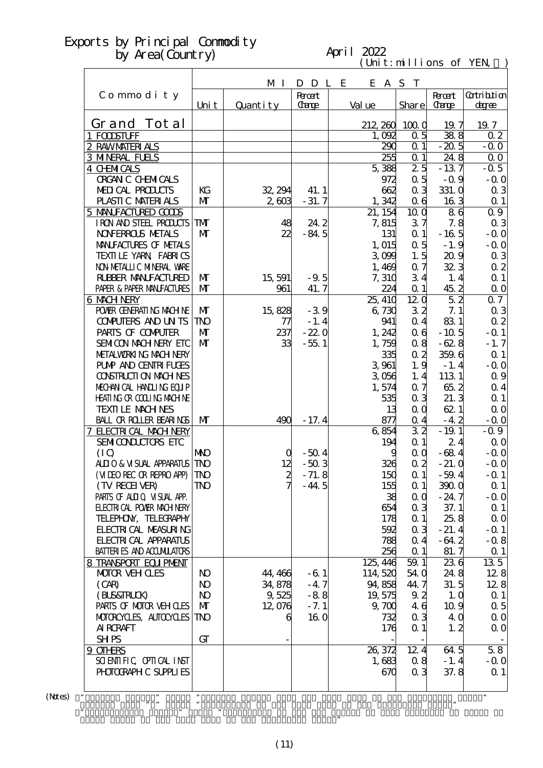# Exports by Principal Commodity by Area(Country)

April 2022

(Unit:millions of YEN, ％)

| Commodity | MIDDLE EAST | | | | | | |
|---|---|---|---|---|---|---|---|
| | Unit | Quantity | Percent Change | Value | Share | Percent Change | Contribution degree |
| Grand Total | | | | 212,260 | 100.0 | 19.7 | 19.7 |
| 1 FOODSTUFF | | | | 1,092 | 0.5 | 38.8 | 0.2 |
| 2 RAW MATERIALS | | | | 290 | 0.1 | -20.5 | -0.0 |
| 3 MINERAL FUELS | | | | 255 | 0.1 | 24.8 | 0.0 |
| 4 CHEMICALS | | | | 5,388 | 2.5 | -13.7 | -0.5 |
| ORGANIC CHEMICALS | | | | 972 | 0.5 | -0.9 | -0.0 |
| MEDICAL PRODUCTS | KG | 32,294 | 41.1 | 662 | 0.3 | 331.0 | 0.3 |
| PLASTIC MATERIALS | MT | 2,603 | -31.7 | 1,342 | 0.6 | 16.3 | 0.1 |
| 5 MANUFACTURED GOODS | | | | 21,154 | 10.0 | 8.6 | 0.9 |
| IRON AND STEEL PRODUCTS | TMT | 48 | 24.2 | 7,815 | 3.7 | 7.8 | 0.3 |
| NONFERROUS METALS | MT | 22 | -84.5 | 131 | 0.1 | -16.5 | -0.0 |
| MANUFACTURES OF METALS | | | | 1,015 | 0.5 | -1.9 | -0.0 |
| TEXTILE YARN, FABRICS | | | | 3,099 | 1.5 | 20.9 | 0.3 |
| NON-METALLIC MINERAL WARE | | | | 1,469 | 0.7 | 32.3 | 0.2 |
| RUBBER MANUFACTURED | MT | 15,591 | -9.5 | 7,310 | 3.4 | 1.4 | 0.1 |
| PAPER & PAPER MANUFACTURES | MT | 961 | 41.7 | 224 | 0.1 | 45.2 | 0.0 |
| 6 MACHINERY | | | | 25,410 | 12.0 | 5.2 | 0.7 |
| POWER GENERATING MACHINE | MT | 15,828 | -3.9 | 6,730 | 3.2 | 7.1 | 0.3 |
| COMPUTERS AND UNITS | TNO | 77 | -1.4 | 941 | 0.4 | 83.1 | 0.2 |
| PARTS OF COMPUTER | MT | 237 | -22.0 | 1,242 | 0.6 | -10.5 | -0.1 |
| SEMICON MACHINERY ETC | MT | 33 | -55.1 | 1,759 | 0.8 | -62.8 | -1.7 |
| METALWORKING MACHINERY | | | | 335 | 0.2 | 359.6 | 0.1 |
| PUMP AND CENTRIFUGES | | | | 3,961 | 1.9 | -1.4 | -0.0 |
| CONSTRUCTION MACHINES | | | | 3,056 | 1.4 | 113.1 | 0.9 |
| MECHANICAL HANDLING EQUIP | | | | 1,574 | 0.7 | 65.2 | 0.4 |
| HEATING OR COOLING MACHINE | | | | 535 | 0.3 | 21.3 | 0.1 |
| TEXTILE MACHINES | | | | 13 | 0.0 | 62.1 | 0.0 |
| BALL OR ROLLER BEARINGS | MT | 490 | -17.4 | 877 | 0.4 | -4.2 | -0.0 |
| 7 ELECTRICAL MACHINERY | | | | 6,854 | 3.2 | -19.1 | -0.9 |
| SEMICONDUCTORS ETC | | | | 194 | 0.1 | 2.4 | 0.0 |
| (IC) | MNO | 0 | -50.4 | 9 | 0.0 | -68.4 | -0.0 |
| AUDIO & VISUAL APPARATUS | TNO | 12 | -50.3 | 326 | 0.2 | -21.0 | -0.0 |
| (VIDEO REC OR REPRO APP) | TNO | 2 | -71.8 | 150 | 0.1 | -59.4 | -0.1 |
| (TV RECEIVER) | TNO | 7 | -44.5 | 155 | 0.1 | 390.0 | 0.1 |
| PARTS OF AUDIO, VISUAL APP. | | | | 38 | 0.0 | -24.7 | -0.0 |
| ELECTRICAL POWER MACHINERY | | | | 654 | 0.3 | 37.1 | 0.1 |
| TELEPHONY, TELEGRAPHY | | | | 178 | 0.1 | 25.8 | 0.0 |
| ELECTRICAL MEASURING | | | | 592 | 0.3 | -21.4 | -0.1 |
| ELECTRICAL APPARATUS | | | | 788 | 0.4 | -64.2 | -0.8 |
| BATTERIES AND ACCUMULATORS | | | | 256 | 0.1 | 81.7 | 0.1 |
| 8 TRANSPORT EQUIPMENT | | | | 125,446 | 59.1 | 23.6 | 13.5 |
| MOTOR VEHICLES | NO | 44,466 | -6.1 | 114,520 | 54.0 | 24.8 | 12.8 |
| (CAR) | NO | 34,878 | -4.7 | 94,858 | 44.7 | 31.5 | 12.8 |
| (BUS&TRUCK) | NO | 9,525 | -8.8 | 19,575 | 9.2 | 1.0 | 0.1 |
| PARTS OF MOTOR VEHICLES | MT | 12,076 | -7.1 | 9,700 | 4.6 | 10.9 | 0.5 |
| MOTORCYCLES, AUTOCYCLES | TNO | 6 | 16.0 | 732 | 0.3 | 4.0 | 0.0 |
| AIRCRAFT | | | | 176 | 0.1 | 1.2 | 0.0 |
| SHIPS | GT | - | | - | - | | - |
| 9 OTHERS | | | | 26,372 | 12.4 | 64.5 | 5.8 |
| SCIENTIFIC, OPTICAL INST | | | | 1,683 | 0.8 | -1.4 | -0.0 |
| PHOTOGRAPHIC SUPPLIES | | | | 670 | 0.3 | 37.8 | 0.1 |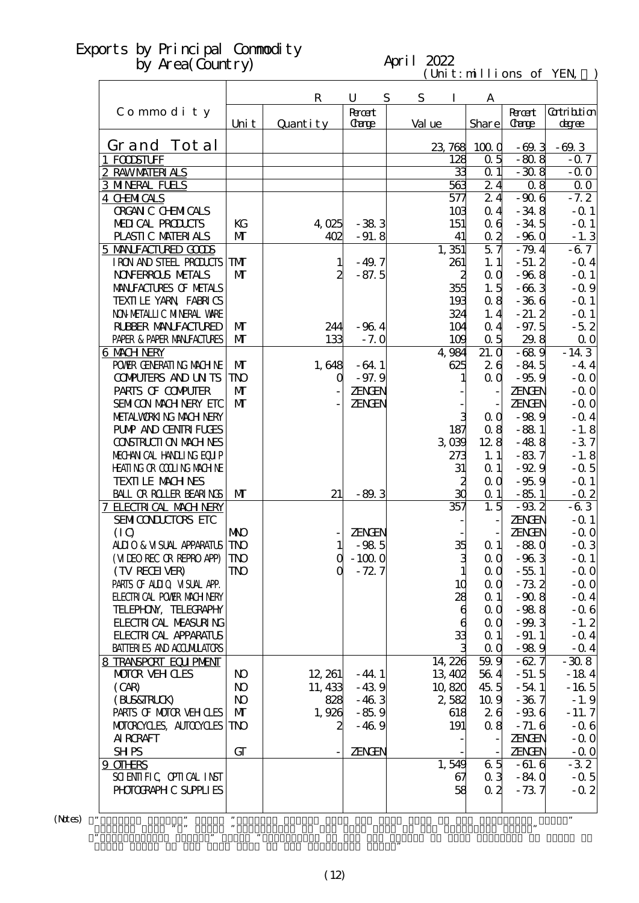# Exports by Principal Commodity by Area(Country)

April 2022

(Unit:millions of YEN, ％)

| Commodity | RUSSIA | | | | | | |
|---|---|---|---|---|---|---|---|
| | Unit | Quantity | Percent Change | Value | Share | Percent Change | Contribution degree |
| Grand Total | | | | 23,768 | 100.0 | -69.3 | -69.3 |
| 1 FOODSTUFF | | | | 128 | 0.5 | -80.8 | -0.7 |
| 2 RAW MATERIALS | | | | 33 | 0.1 | -30.8 | -0.0 |
| 3 MINERAL FUELS | | | | 563 | 2.4 | 0.8 | 0.0 |
| 4 CHEMICALS | | | | 577 | 2.4 | -90.6 | -7.2 |
| ORGANIC CHEMICALS | | | | 103 | 0.4 | -34.8 | -0.1 |
| MEDICAL PRODUCTS | KG | 4,025 | -38.3 | 151 | 0.6 | -34.5 | -0.1 |
| PLASTIC MATERIALS | MT | 402 | -91.8 | 41 | 0.2 | -96.0 | -1.3 |
| 5 MANUFACTURED GOODS | | | | 1,351 | 5.7 | -79.4 | -6.7 |
| IRON AND STEEL PRODUCTS | TMT | 1 | -49.7 | 261 | 1.1 | -51.2 | -0.4 |
| NONFERROUS METALS | MT | 2 | -87.5 | 2 | 0.0 | -96.8 | -0.1 |
| MANUFACTURES OF METALS | | | | 355 | 1.5 | -66.3 | -0.9 |
| TEXTILE YARN, FABRICS | | | | 193 | 0.8 | -36.6 | -0.1 |
| NON-METALLIC MINERAL WARE | | | | 324 | 1.4 | -21.2 | -0.1 |
| RUBBER MANUFACTURED | MT | 244 | -96.4 | 104 | 0.4 | -97.5 | -5.2 |
| PAPER & PAPER MANUFACTURES | MT | 133 | -7.0 | 109 | 0.5 | 29.8 | 0.0 |
| 6 MACHINERY | | | | 4,984 | 21.0 | -68.9 | -14.3 |
| POWER GENERATING MACHINE | MT | 1,648 | -64.1 | 625 | 2.6 | -84.5 | -4.4 |
| COMPUTERS AND UNITS | TNO | 0 | -97.9 | 1 | 0.0 | -95.9 | -0.0 |
| PARTS OF COMPUTER | MT | - | ZENGEN | - | - | ZENGEN | -0.0 |
| SEMICON MACHINERY ETC | MT | - | ZENGEN | - | - | ZENGEN | -0.0 |
| METALWORKING MACHINERY | | | | 3 | 0.0 | -98.9 | -0.4 |
| PUMP AND CENTRIFUGES | | | | 187 | 0.8 | -88.1 | -1.8 |
| CONSTRUCTION MACHINES | | | | 3,039 | 12.8 | -48.8 | -3.7 |
| MECHANICAL HANDLING EQUIP | | | | 273 | 1.1 | -83.7 | -1.8 |
| HEATING OR COOLING MACHINE | | | | 31 | 0.1 | -92.9 | -0.5 |
| TEXTILE MACHINES | | | | 2 | 0.0 | -95.9 | -0.1 |
| BALL OR ROLLER BEARINGS | MT | 21 | -89.3 | 30 | 0.1 | -85.1 | -0.2 |
| 7 ELECTRICAL MACHINERY | | | | 357 | 1.5 | -93.2 | -6.3 |
| SEMICONDUCTORS ETC | | | | - | - | ZENGEN | -0.1 |
| (IC) | MNO | - | ZENGEN | - | - | ZENGEN | -0.0 |
| AUDIO & VISUAL APPARATUS | TNO | 1 | -98.5 | 35 | 0.1 | -88.0 | -0.3 |
| (VIDEO REC OR REPRO APP) | TNO | 0 | -100.0 | 3 | 0.0 | -96.3 | -0.1 |
| (TV RECEIVER) | TNO | 0 | -72.7 | 1 | 0.0 | -55.1 | -0.0 |
| PARTS OF AUDIO, VISUAL APP. | | | | 10 | 0.0 | -73.2 | -0.0 |
| ELECTRICAL POWER MACHINERY | | | | 28 | 0.1 | -90.8 | -0.4 |
| TELEPHONY, TELEGRAPHY | | | | 6 | 0.0 | -98.8 | -0.6 |
| ELECTRICAL MEASURING | | | | 6 | 0.0 | -99.3 | -1.2 |
| ELECTRICAL APPARATUS | | | | 33 | 0.1 | -91.1 | -0.4 |
| BATTERIES AND ACCUMULATORS | | | | 3 | 0.0 | -98.9 | -0.4 |
| 8 TRANSPORT EQUIPMENT | | | | 14,226 | 59.9 | -62.7 | -30.8 |
| MOTOR VEHICLES | NO | 12,261 | -44.1 | 13,402 | 56.4 | -51.5 | -18.4 |
| (CAR) | NO | 11,433 | -43.9 | 10,820 | 45.5 | -54.1 | -16.5 |
| (BUS&TRUCK) | NO | 828 | -46.3 | 2,582 | 10.9 | -36.7 | -1.9 |
| PARTS OF MOTOR VEHICLES | MT | 1,926 | -85.9 | 618 | 2.6 | -93.6 | -11.7 |
| MOTORCYCLES, AUTOCYCLES | TNO | 2 | -46.9 | 191 | 0.8 | -71.6 | -0.6 |
| AIRCRAFT | | | | - | - | ZENGEN | -0.0 |
| SHIPS | GT | - | ZENGEN | - | - | ZENGEN | -0.0 |
| 9 OTHERS | | | | 1,549 | 6.5 | -61.6 | -3.2 |
| SCIENTIFIC, OPTICAL INST | | | | 67 | 0.3 | -84.0 | -0.5 |
| PHOTOGRAPHIC SUPPLIES | | | | 58 | 0.2 | -73.7 | -0.2 |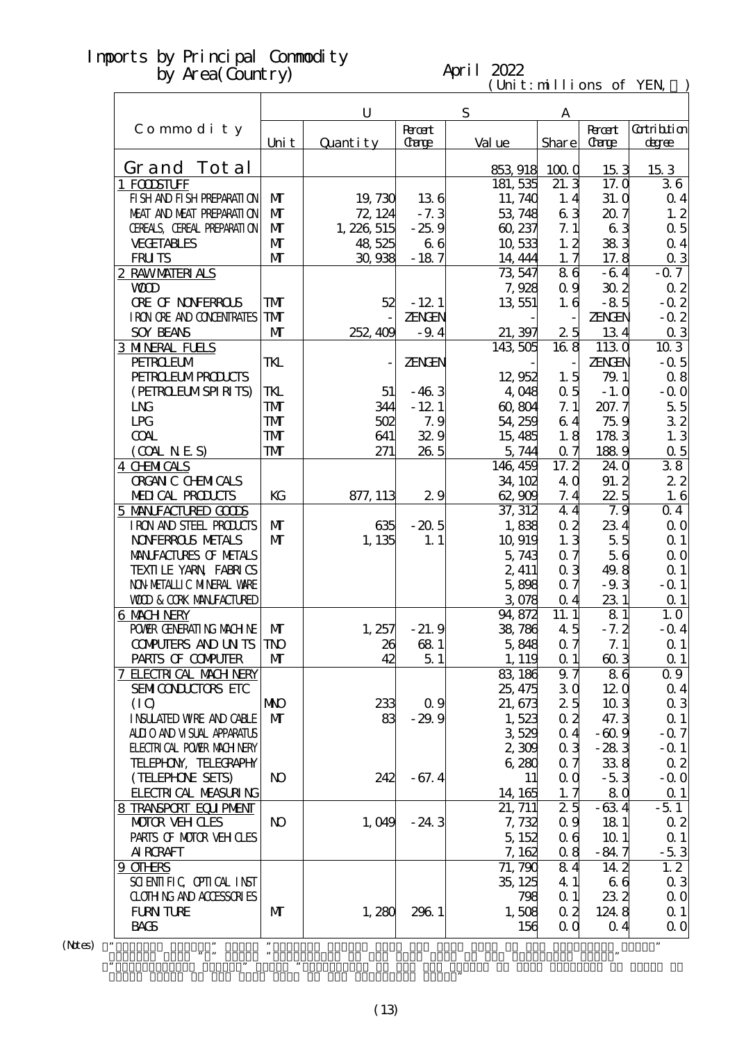# Imports by Principal Commodity by Area(Country)

April 2022

(Unit:millions of YEN, ％)

| Commodity | U | | | S | A | | |
|---|---|---|---|---|---|---|---|
| | Unit | Quantity | Percent Change | Value | Share | Percent Change | Contribution degree |
| Grand Total | | | | 853,918 | 100.0 | 15.3 | 15.3 |
| 1 FOODSTUFF | | | | 181,535 | 21.3 | 17.0 | 3.6 |
| FISH AND FISH PREPARATION | MT | 19,730 | 13.6 | 11,740 | 1.4 | 31.0 | 0.4 |
| MEAT AND MEAT PREPARATION | MT | 72,124 | -7.3 | 53,748 | 6.3 | 20.7 | 1.2 |
| CEREALS, CEREAL PREPARATION | MT | 1,226,515 | -25.9 | 60,237 | 7.1 | 6.3 | 0.5 |
| VEGETABLES | MT | 48,525 | 6.6 | 10,533 | 1.2 | 38.3 | 0.4 |
| FRUITS | MT | 30,938 | -18.7 | 14,444 | 1.7 | 17.8 | 0.3 |
| 2 RAW MATERIALS | | | | 73,547 | 8.6 | -6.4 | -0.7 |
| WOOD | | | | 7,928 | 0.9 | 30.2 | 0.2 |
| ORE OF NONFERROUS | TMT | 52 | -12.1 | 13,551 | 1.6 | -8.5 | -0.2 |
| IRON ORE AND CONCENTRATES | TMT | - | ZENGEN | - | - | ZENGEN | -0.2 |
| SOY BEANS | MT | 252,409 | -9.4 | 21,397 | 2.5 | 13.4 | 0.3 |
| 3 MINERAL FUELS | | | | 143,505 | 16.8 | 113.0 | 10.3 |
| PETROLEUM | TKL | - | ZENGEN | - | - | ZENGEN | -0.5 |
| PETROLEUM PRODUCTS | | | | 12,952 | 1.5 | 79.1 | 0.8 |
| (PETROLEUM SPIRITS) | TKL | 51 | -46.3 | 4,048 | 0.5 | -1.0 | -0.0 |
| LNG | TMT | 344 | -12.1 | 60,804 | 7.1 | 207.7 | 5.5 |
| LPG | TMT | 502 | 7.9 | 54,259 | 6.4 | 75.9 | 3.2 |
| COAL | TMT | 641 | 32.9 | 15,485 | 1.8 | 178.3 | 1.3 |
| (COAL N.E.S) | TMT | 271 | 26.5 | 5,744 | 0.7 | 188.9 | 0.5 |
| 4 CHEMICALS | | | | 146,459 | 17.2 | 24.0 | 3.8 |
| ORGANIC CHEMICALS | | | | 34,102 | 4.0 | 91.2 | 2.2 |
| MEDICAL PRODUCTS | KG | 877,113 | 2.9 | 62,909 | 7.4 | 22.5 | 1.6 |
| 5 MANUFACTURED GOODS | | | | 37,312 | 4.4 | 7.9 | 0.4 |
| IRON AND STEEL PRODUCTS | MT | 635 | -20.5 | 1,838 | 0.2 | 23.4 | 0.0 |
| NONFERROUS METALS | MT | 1,135 | 1.1 | 10,919 | 1.3 | 5.5 | 0.1 |
| MANUFACTURES OF METALS | | | | 5,743 | 0.7 | 5.6 | 0.0 |
| TEXTILE YARN, FABRICS | | | | 2,411 | 0.3 | 49.8 | 0.1 |
| NON-METALLIC MINERAL WARE | | | | 5,898 | 0.7 | -9.3 | -0.1 |
| WOOD & CORK MANUFACTURED | | | | 3,078 | 0.4 | 23.1 | 0.1 |
| 6 MACHINERY | | | | 94,872 | 11.1 | 8.1 | 1.0 |
| POWER GENERATING MACHINE | MT | 1,257 | -21.9 | 38,786 | 4.5 | -7.2 | -0.4 |
| COMPUTERS AND UNITS | TNO | 26 | 68.1 | 5,848 | 0.7 | 7.1 | 0.1 |
| PARTS OF COMPUTER | MT | 42 | 5.1 | 1,119 | 0.1 | 60.3 | 0.1 |
| 7 ELECTRICAL MACHINERY | | | | 83,186 | 9.7 | 8.6 | 0.9 |
| SEMICONDUCTORS ETC | | | | 25,475 | 3.0 | 12.0 | 0.4 |
| (IC) | MNO | 233 | 0.9 | 21,673 | 2.5 | 10.3 | 0.3 |
| INSULATED WIRE AND CABLE | MT | 83 | -29.9 | 1,523 | 0.2 | 47.3 | 0.1 |
| AUDIO AND VISUAL APPARATUS | | | | 3,529 | 0.4 | -60.9 | -0.7 |
| ELECTRICAL POWER MACHINERY | | | | 2,309 | 0.3 | -28.3 | -0.1 |
| TELEPHONY, TELEGRAPHY | | | | 6,280 | 0.7 | 33.8 | 0.2 |
| (TELEPHONE SETS) | NO | 242 | -67.4 | 11 | 0.0 | -5.3 | -0.0 |
| ELECTRICAL MEASURING | | | | 14,165 | 1.7 | 8.0 | 0.1 |
| 8 TRANSPORT EQUIPMENT | | | | 21,711 | 2.5 | -63.4 | -5.1 |
| MOTOR VEHICLES | NO | 1,049 | -24.3 | 7,732 | 0.9 | 18.1 | 0.2 |
| PARTS OF MOTOR VEHICLES | | | | 5,152 | 0.6 | 10.1 | 0.1 |
| AIRCRAFT | | | | 7,162 | 0.8 | -84.7 | -5.3 |
| 9 OTHERS | | | | 71,790 | 8.4 | 14.2 | 1.2 |
| SCIENTIFIC, OPTICAL INST | | | | 35,125 | 4.1 | 6.6 | 0.3 |
| CLOTHING AND ACCESSORIES | | | | 798 | 0.1 | 23.2 | 0.0 |
| FURNITURE | MT | 1,280 | 296.1 | 1,508 | 0.2 | 124.8 | 0.1 |
| BAGS | | | | 156 | 0.0 | 0.4 | 0.0 |

(Notes)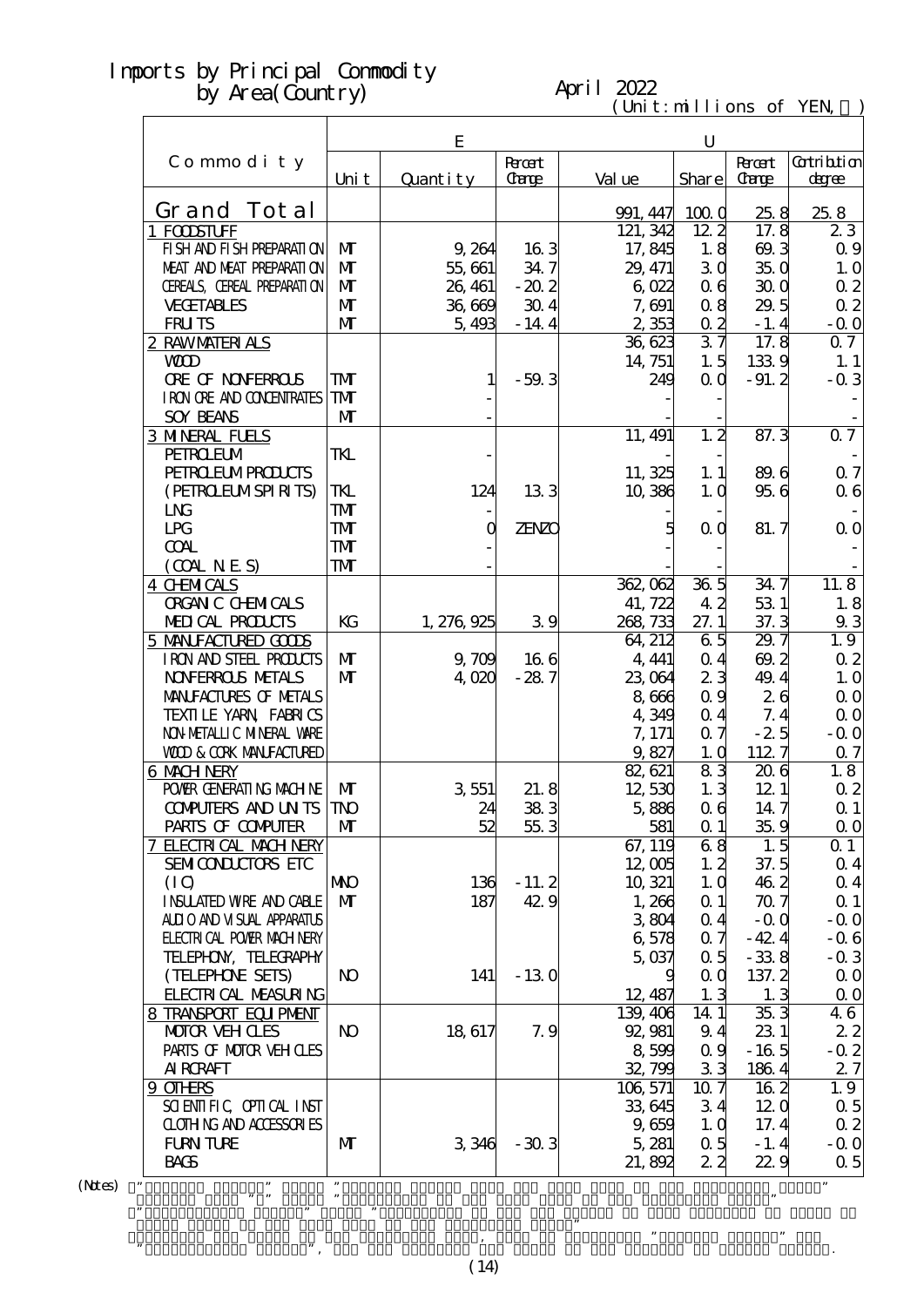# Imports by Principal Commodity by Area(Country)

April 2022

(Unit:millions of YEN, ％)

| Commodity | EU | | | | | | |
|---|---|---|---|---|---|---|---|
| | Unit | Quantity | Percent Change | Value | Share | Percent Change | Contribution degree |
| Grand Total | | | | 991,447 | 100.0 | 25.8 | 25.8 |
| 1 FOODSTUFF | | | | 121,342 | 12.2 | 17.8 | 2.3 |
| FISH AND FISH PREPARATION | MT | 9,264 | 16.3 | 17,845 | 1.8 | 69.3 | 0.9 |
| MEAT AND MEAT PREPARATION | MT | 55,661 | 34.7 | 29,471 | 3.0 | 35.0 | 1.0 |
| CEREALS, CEREAL PREPARATION | MT | 26,461 | -20.2 | 6,022 | 0.6 | 30.0 | 0.2 |
| VEGETABLES | MT | 36,669 | 30.4 | 7,691 | 0.8 | 29.5 | 0.2 |
| FRUITS | MT | 5,493 | -14.4 | 2,353 | 0.2 | -1.4 | -0.0 |
| 2 RAW MATERIALS | | | | 36,623 | 3.7 | 17.8 | 0.7 |
| WOOD | | | | 14,751 | 1.5 | 133.9 | 1.1 |
| ORE OF NONFERROUS | TMT | 1 | -59.3 | 249 | 0.0 | -91.2 | -0.3 |
| IRON ORE AND CONCENTRATES | TMT | - | | - | - | | - |
| SOY BEANS | MT | - | | - | - | | - |
| 3 MINERAL FUELS | | | | 11,491 | 1.2 | 87.3 | 0.7 |
| PETROLEUM | TKL | - | | - | - | | - |
| PETROLEUM PRODUCTS | | | | 11,325 | 1.1 | 89.6 | 0.7 |
| (PETROLEUM SPIRITS) | TKL | 124 | 13.3 | 10,386 | 1.0 | 95.6 | 0.6 |
| LNG | TMT | - | | - | - | | - |
| LPG | TMT | 0 | ZENZO | 5 | 0.0 | 81.7 | 0.0 |
| COAL | TMT | - | | - | - | | - |
| (COAL N.E.S) | TMT | - | | - | - | | - |
| 4 CHEMICALS | | | | 362,062 | 36.5 | 34.7 | 11.8 |
| ORGANIC CHEMICALS | | | | 41,722 | 4.2 | 53.1 | 1.8 |
| MEDICAL PRODUCTS | KG | 1,276,925 | 3.9 | 268,733 | 27.1 | 37.3 | 9.3 |
| 5 MANUFACTURED GOODS | | | | 64,212 | 6.5 | 29.7 | 1.9 |
| IRON AND STEEL PRODUCTS | MT | 9,709 | 16.6 | 4,441 | 0.4 | 69.2 | 0.2 |
| NONFERROUS METALS | MT | 4,020 | -28.7 | 23,064 | 2.3 | 49.4 | 1.0 |
| MANUFACTURES OF METALS | | | | 8,666 | 0.9 | 2.6 | 0.0 |
| TEXTILE YARN, FABRICS | | | | 4,349 | 0.4 | 7.4 | 0.0 |
| NON-METALLIC MINERAL WARE | | | | 7,171 | 0.7 | -2.5 | -0.0 |
| WOOD & CORK MANUFACTURED | | | | 9,827 | 1.0 | 112.7 | 0.7 |
| 6 MACHINERY | | | | 82,621 | 8.3 | 20.6 | 1.8 |
| POWER GENERATING MACHINE | MT | 3,551 | 21.8 | 12,530 | 1.3 | 12.1 | 0.2 |
| COMPUTERS AND UNITS | TNO | 24 | 38.3 | 5,886 | 0.6 | 14.7 | 0.1 |
| PARTS OF COMPUTER | MT | 52 | 55.3 | 581 | 0.1 | 35.9 | 0.0 |
| 7 ELECTRICAL MACHINERY | | | | 67,119 | 6.8 | 1.5 | 0.1 |
| SEMICONDUCTORS ETC | | | | 12,005 | 1.2 | 37.5 | 0.4 |
| (IC) | MNO | 136 | -11.2 | 10,321 | 1.0 | 46.2 | 0.4 |
| INSULATED WIRE AND CABLE | MT | 187 | 42.9 | 1,266 | 0.1 | 70.7 | 0.1 |
| AUDIO AND VISUAL APPARATUS | | | | 3,804 | 0.4 | -0.0 | -0.0 |
| ELECTRICAL POWER MACHINERY | | | | 6,578 | 0.7 | -42.4 | -0.6 |
| TELEPHONY, TELEGRAPHY | | | | 5,037 | 0.5 | -33.8 | -0.3 |
| (TELEPHONE SETS) | NO | 141 | -13.0 | 9 | 0.0 | 137.2 | 0.0 |
| ELECTRICAL MEASURING | | | | 12,487 | 1.3 | 1.3 | 0.0 |
| 8 TRANSPORT EQUIPMENT | | | | 139,406 | 14.1 | 35.3 | 4.6 |
| MOTOR VEHICLES | NO | 18,617 | 7.9 | 92,981 | 9.4 | 23.1 | 2.2 |
| PARTS OF MOTOR VEHICLES | | | | 8,599 | 0.9 | -16.5 | -0.2 |
| AIRCRAFT | | | | 32,799 | 3.3 | 186.4 | 2.7 |
| 9 OTHERS | | | | 106,571 | 10.7 | 16.2 | 1.9 |
| SCIENTIFIC, OPTICAL INST | | | | 33,645 | 3.4 | 12.0 | 0.5 |
| CLOTHING AND ACCESSORIES | | | | 9,659 | 1.0 | 17.4 | 0.2 |
| FURNITURE | MT | 3,346 | -30.3 | 5,281 | 0.5 | -1.4 | -0.0 |
| BAGS | | | | 21,892 | 2.2 | 22.9 | 0.5 |

(Notes)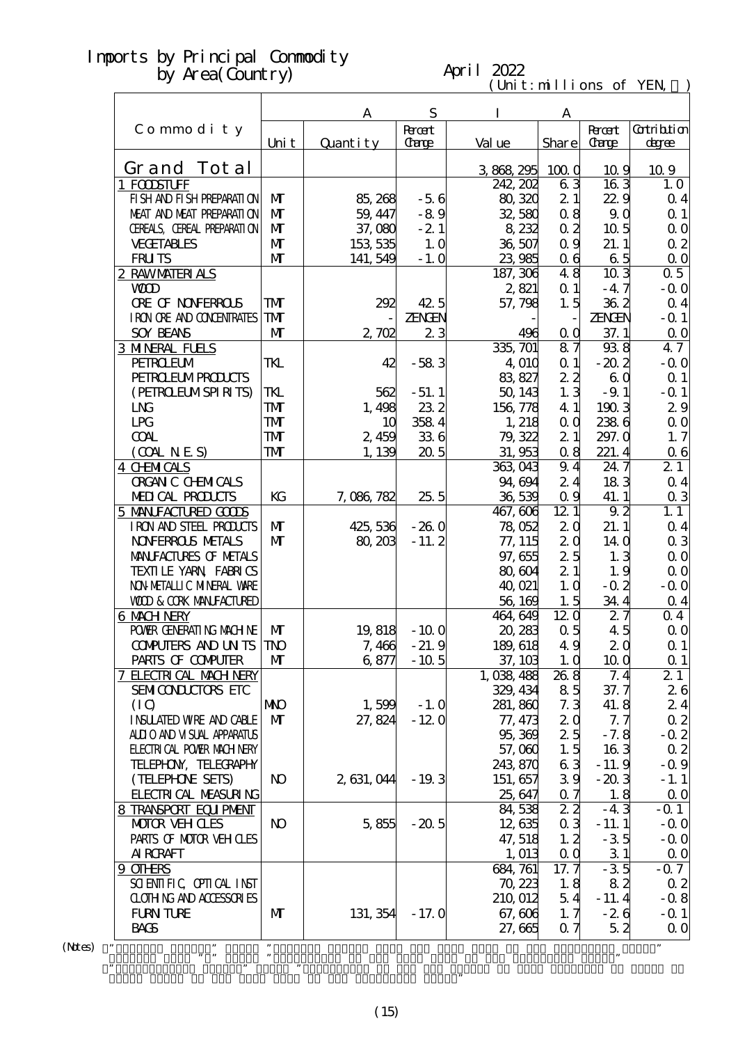# Imports by Principal Commodity by Area(Country)

April 2022

(Unit:millions of YEN, ％)

| Commodity | ASIA | | | | | | |
|---|---|---|---|---|---|---|---|
| | Unit | Quantity | Percent Change | Value | Share | Percent Change | Contribution degree |
| Grand Total | | | | 3,868,295 | 100.0 | 10.9 | 10.9 |
| 1 FOODSTUFF | | | | 242,202 | 6.3 | 16.3 | 1.0 |
| FISH AND FISH PREPARATION | MT | 85,268 | -5.6 | 80,320 | 2.1 | 22.9 | 0.4 |
| MEAT AND MEAT PREPARATION | MT | 59,447 | -8.9 | 32,580 | 0.8 | 9.0 | 0.1 |
| CEREALS, CEREAL PREPARATION | MT | 37,080 | -2.1 | 8,232 | 0.2 | 10.5 | 0.0 |
| VEGETABLES | MT | 153,535 | 1.0 | 36,507 | 0.9 | 21.1 | 0.2 |
| FRUITS | MT | 141,549 | -1.0 | 23,985 | 0.6 | 6.5 | 0.0 |
| 2 RAW MATERIALS | | | | 187,306 | 4.8 | 10.3 | 0.5 |
| WOOD | | | | 2,821 | 0.1 | -4.7 | -0.0 |
| ORE OF NONFERROUS | TMT | 292 | 42.5 | 57,798 | 1.5 | 36.2 | 0.4 |
| IRON ORE AND CONCENTRATES | TMT | - | ZENGEN | - | - | ZENGEN | -0.1 |
| SOY BEANS | MT | 2,702 | 2.3 | 496 | 0.0 | 37.1 | 0.0 |
| 3 MINERAL FUELS | | | | 335,701 | 8.7 | 93.8 | 4.7 |
| PETROLEUM | TKL | 42 | -58.3 | 4,010 | 0.1 | -20.2 | -0.0 |
| PETROLEUM PRODUCTS | | | | 83,827 | 2.2 | 6.0 | 0.1 |
| (PETROLEUM SPIRITS) | TKL | 562 | -51.1 | 50,143 | 1.3 | -9.1 | -0.1 |
| LNG | TMT | 1,498 | 23.2 | 156,778 | 4.1 | 190.3 | 2.9 |
| LPG | TMT | 10 | 358.4 | 1,218 | 0.0 | 238.6 | 0.0 |
| COAL | TMT | 2,459 | 33.6 | 79,322 | 2.1 | 297.0 | 1.7 |
| (COAL N.E.S) | TMT | 1,139 | 20.5 | 31,953 | 0.8 | 221.4 | 0.6 |
| 4 CHEMICALS | | | | 363,043 | 9.4 | 24.7 | 2.1 |
| ORGANIC CHEMICALS | | | | 94,694 | 2.4 | 18.3 | 0.4 |
| MEDICAL PRODUCTS | KG | 7,086,782 | 25.5 | 36,539 | 0.9 | 41.1 | 0.3 |
| 5 MANUFACTURED GOODS | | | | 467,606 | 12.1 | 9.2 | 1.1 |
| IRON AND STEEL PRODUCTS | MT | 425,536 | -26.0 | 78,052 | 2.0 | 21.1 | 0.4 |
| NONFERROUS METALS | MT | 80,203 | -11.2 | 77,115 | 2.0 | 14.0 | 0.3 |
| MANUFACTURES OF METALS | | | | 97,655 | 2.5 | 1.3 | 0.0 |
| TEXTILE YARN, FABRICS | | | | 80,604 | 2.1 | 1.9 | 0.0 |
| NON-METALLIC MINERAL WARE | | | | 40,021 | 1.0 | -0.2 | -0.0 |
| WOOD & CORK MANUFACTURED | | | | 56,169 | 1.5 | 34.4 | 0.4 |
| 6 MACHINERY | | | | 464,649 | 12.0 | 2.7 | 0.4 |
| POWER GENERATING MACHINE | MT | 19,818 | -10.0 | 20,283 | 0.5 | 4.5 | 0.0 |
| COMPUTERS AND UNITS | TNO | 7,466 | -21.9 | 189,618 | 4.9 | 2.0 | 0.1 |
| PARTS OF COMPUTER | MT | 6,877 | -10.5 | 37,103 | 1.0 | 10.0 | 0.1 |
| 7 ELECTRICAL MACHINERY | | | | 1,038,488 | 26.8 | 7.4 | 2.1 |
| SEMICONDUCTORS ETC | | | | 329,434 | 8.5 | 37.7 | 2.6 |
| (IC) | MNO | 1,599 | -1.0 | 281,860 | 7.3 | 41.8 | 2.4 |
| INSULATED WIRE AND CABLE | MT | 27,824 | -12.0 | 77,473 | 2.0 | 7.7 | 0.2 |
| AUDIO AND VISUAL APPARATUS | | | | 95,369 | 2.5 | -7.8 | -0.2 |
| ELECTRICAL POWER MACHINERY | | | | 57,060 | 1.5 | 16.3 | 0.2 |
| TELEPHONY, TELEGRAPHY | | | | 243,870 | 6.3 | -11.9 | -0.9 |
| (TELEPHONE SETS) | NO | 2,631,044 | -19.3 | 151,657 | 3.9 | -20.3 | -1.1 |
| ELECTRICAL MEASURING | | | | 25,647 | 0.7 | 1.8 | 0.0 |
| 8 TRANSPORT EQUIPMENT | | | | 84,538 | 2.2 | -4.3 | -0.1 |
| MOTOR VEHICLES | NO | 5,855 | -20.5 | 12,635 | 0.3 | -11.1 | -0.0 |
| PARTS OF MOTOR VEHICLES | | | | 47,518 | 1.2 | -3.5 | -0.0 |
| AIRCRAFT | | | | 1,013 | 0.0 | 3.1 | 0.0 |
| 9 OTHERS | | | | 684,761 | 17.7 | -3.5 | -0.7 |
| SCIENTIFIC, OPTICAL INST | | | | 70,223 | 1.8 | 8.2 | 0.2 |
| CLOTHING AND ACCESSORIES | | | | 210,012 | 5.4 | -11.4 | -0.8 |
| FURNITURE | MT | 131,354 | -17.0 | 67,606 | 1.7 | -2.6 | -0.1 |
| BAGS | | | | 27,665 | 0.7 | 5.2 | 0.0 |

(Notes)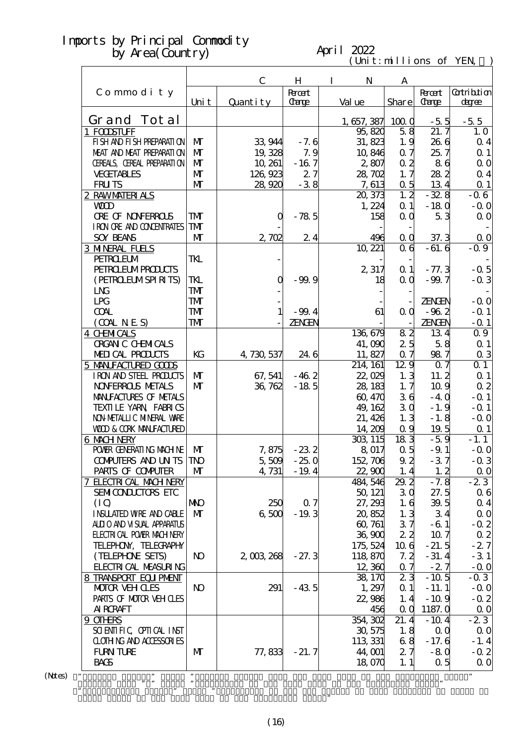# Imports by Principal Commodity by Area(Country)

April 2022

(Unit:millions of YEN,％)

| Commodity | CHINA | | | | | | |
|---|---|---|---|---|---|---|---|
| | Unit | Quantity | Percent Change | Value | Share | Percent Change | Contribution degree |
| Grand Total | | | | 1,657,387 | 100.0 | -5.5 | -5.5 |
| 1 FOODSTUFF | | | | 95,820 | 5.8 | 21.7 | 1.0 |
| FISH AND FISH PREPARATION | MT | 33,944 | -7.6 | 31,823 | 1.9 | 26.6 | 0.4 |
| MEAT AND MEAT PREPARATION | MT | 19,328 | 7.9 | 10,846 | 0.7 | 25.7 | 0.1 |
| CEREALS, CEREAL PREPARATION | MT | 10,261 | -16.7 | 2,807 | 0.2 | 8.6 | 0.0 |
| VEGETABLES | MT | 126,923 | 2.7 | 28,702 | 1.7 | 28.2 | 0.4 |
| FRUITS | MT | 28,920 | -3.8 | 7,613 | 0.5 | 13.4 | 0.1 |
| 2 RAW MATERIALS | | | | 20,373 | 1.2 | -32.8 | -0.6 |
| WOOD | | | | 1,224 | 0.1 | -18.0 | -0.0 |
| ORE OF NONFERROUS | TMT | 0 | -78.5 | 158 | 0.0 | 5.3 | 0.0 |
| IRON ORE AND CONCENTRATES | TMT | - | | - | - | | - |
| SOY BEANS | MT | 2,702 | 2.4 | 496 | 0.0 | 37.3 | 0.0 |
| 3 MINERAL FUELS | | | | 10,221 | 0.6 | -61.6 | -0.9 |
| PETROLEUM | TKL | - | | - | - | | - |
| PETROLEUM PRODUCTS | | | | 2,317 | 0.1 | -77.3 | -0.5 |
| (PETROLEUM SPIRITS) | TKL | 0 | -99.9 | 18 | 0.0 | -99.7 | -0.3 |
| LNG | TMT | - | | - | - | | - |
| LPG | TMT | - | | - | - | ZENGEN | -0.0 |
| COAL | TMT | 1 | -99.4 | 61 | 0.0 | -96.2 | -0.1 |
| (COAL N.E.S) | TMT | - | ZENGEN | - | - | ZENGEN | -0.1 |
| 4 CHEMICALS | | | | 136,679 | 8.2 | 13.4 | 0.9 |
| ORGANIC CHEMICALS | | | | 41,090 | 2.5 | 5.8 | 0.1 |
| MEDICAL PRODUCTS | KG | 4,730,537 | 24.6 | 11,827 | 0.7 | 98.7 | 0.3 |
| 5 MANUFACTURED GOODS | | | | 214,161 | 12.9 | 0.7 | 0.1 |
| IRON AND STEEL PRODUCTS | MT | 67,541 | -46.2 | 22,029 | 1.3 | 11.2 | 0.1 |
| NONFERROUS METALS | MT | 36,762 | -18.5 | 28,183 | 1.7 | 10.9 | 0.2 |
| MANUFACTURES OF METALS | | | | 60,470 | 3.6 | -4.0 | -0.1 |
| TEXTILE YARN, FABRICS | | | | 49,162 | 3.0 | -1.9 | -0.1 |
| NON-METALLIC MINERAL WARE | | | | 21,426 | 1.3 | -1.8 | -0.0 |
| WOOD & CORK MANUFACTURED | | | | 14,209 | 0.9 | 19.5 | 0.1 |
| 6 MACHINERY | | | | 303,115 | 18.3 | -5.9 | -1.1 |
| POWER GENERATING MACHINE | MT | 7,875 | -23.2 | 8,017 | 0.5 | -9.1 | -0.0 |
| COMPUTERS AND UNITS | TNO | 5,509 | -25.0 | 152,706 | 9.2 | -3.7 | -0.3 |
| PARTS OF COMPUTER | MT | 4,731 | -19.4 | 22,900 | 1.4 | 1.2 | 0.0 |
| 7 ELECTRICAL MACHINERY | | | | 484,546 | 29.2 | -7.8 | -2.3 |
| SEMICONDUCTORS ETC | | | | 50,121 | 3.0 | 27.5 | 0.6 |
| (IC) | MNO | 250 | 0.7 | 27,293 | 1.6 | 39.5 | 0.4 |
| INSULATED WIRE AND CABLE | MT | 6,500 | -19.3 | 20,852 | 1.3 | 3.4 | 0.0 |
| AUDIO AND VISUAL APPARATUS | | | | 60,761 | 3.7 | -6.1 | -0.2 |
| ELECTRICAL POWER MACHINERY | | | | 36,900 | 2.2 | 10.7 | 0.2 |
| TELEPHONY, TELEGRAPHY | | | | 175,524 | 10.6 | -21.5 | -2.7 |
| (TELEPHONE SETS) | NO | 2,003,268 | -27.3 | 118,870 | 7.2 | -31.4 | -3.1 |
| ELECTRICAL MEASURING | | | | 12,360 | 0.7 | -2.7 | -0.0 |
| 8 TRANSPORT EQUIPMENT | | | | 38,170 | 2.3 | -10.5 | -0.3 |
| MOTOR VEHICLES | NO | 291 | -43.5 | 1,297 | 0.1 | -11.1 | -0.0 |
| PARTS OF MOTOR VEHICLES | | | | 22,986 | 1.4 | -10.9 | -0.2 |
| AIRCRAFT | | | | 456 | 0.0 | 1187.0 | 0.0 |
| 9 OTHERS | | | | 354,302 | 21.4 | -10.4 | -2.3 |
| SCIENTIFIC, OPTICAL INST | | | | 30,575 | 1.8 | 0.0 | 0.0 |
| CLOTHING AND ACCESSORIES | | | | 113,331 | 6.8 | -17.6 | -1.4 |
| FURNITURE | MT | 77,833 | -21.7 | 44,001 | 2.7 | -8.0 | -0.2 |
| BAGS | | | | 18,070 | 1.1 | 0.5 | 0.0 |

(Notes)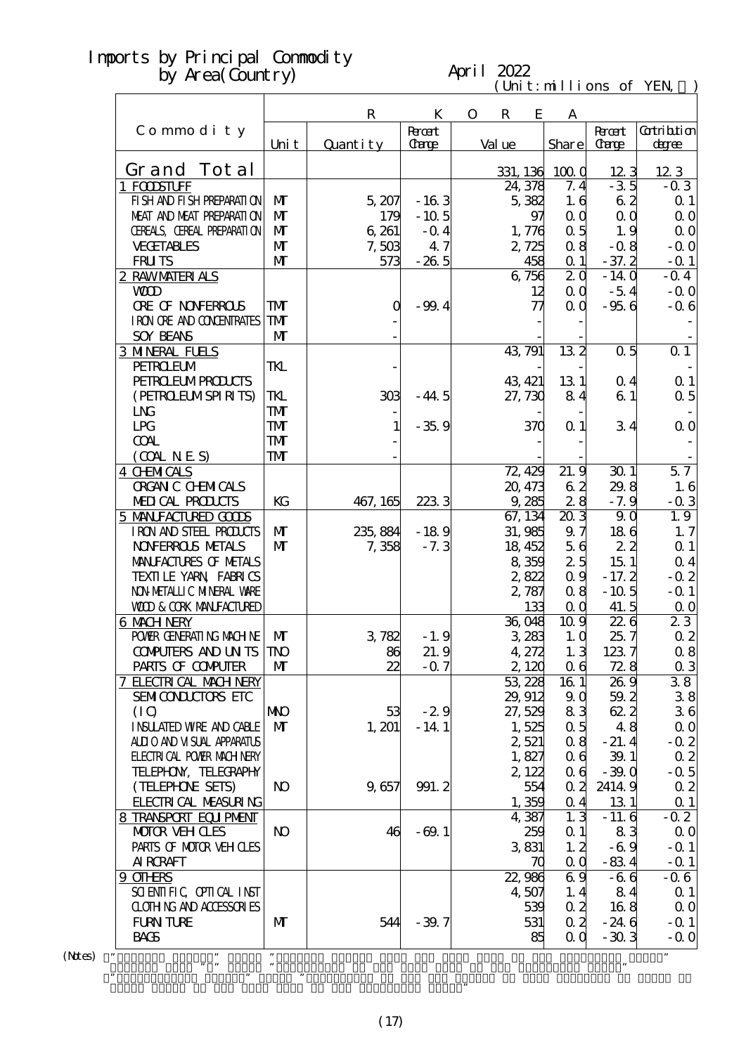# Imports by Principal Commodity by Area(Country)

April 2022

(Unit:millions of YEN, ％)

| Commodity | KOREA | | | | | | |
|---|---|---|---|---|---|---|---|
| | Unit | Quantity | Percent Change | Value | Share | Percent Change | Contribution degree |
| **Grand Total** | | | | 331,136 | 100.0 | 12.3 | 12.3 |
| 1 FOODSTUFF | | | | 24,378 | 7.4 | -3.5 | -0.3 |
| FISH AND FISH PREPARATION | MT | 5,207 | -16.3 | 5,382 | 1.6 | 6.2 | 0.1 |
| MEAT AND MEAT PREPARATION | MT | 179 | -10.5 | 97 | 0.0 | 0.0 | 0.0 |
| CEREALS, CEREAL PREPARATION | MT | 6,261 | -0.4 | 1,776 | 0.5 | 1.9 | 0.0 |
| VEGETABLES | MT | 7,503 | 4.7 | 2,725 | 0.8 | -0.8 | -0.0 |
| FRUITS | MT | 573 | -26.5 | 458 | 0.1 | -37.2 | -0.1 |
| 2 RAW MATERIALS | | | | 6,756 | 2.0 | -14.0 | -0.4 |
| WOOD | | | | 12 | 0.0 | -5.4 | -0.0 |
| ORE OF NONFERROUS | TMT | 0 | -99.4 | 77 | 0.0 | -95.6 | -0.6 |
| IRON ORE AND CONCENTRATES | TMT | - | | - | - | | - |
| SOY BEANS | MT | - | | - | - | | - |
| 3 MINERAL FUELS | | | | 43,791 | 13.2 | 0.5 | 0.1 |
| PETROLEUM | TKL | - | | - | - | | - |
| PETROLEUM PRODUCTS | | | | 43,421 | 13.1 | 0.4 | 0.1 |
| (PETROLEUM SPIRITS) | TKL | 303 | -44.5 | 27,730 | 8.4 | 6.1 | 0.5 |
| LNG | TMT | - | | - | - | | - |
| LPG | TMT | 1 | -35.9 | 370 | 0.1 | 3.4 | 0.0 |
| COAL | TMT | - | | - | - | | - |
| (COAL N.E.S) | TMT | - | | - | - | | - |
| 4 CHEMICALS | | | | 72,429 | 21.9 | 30.1 | 5.7 |
| ORGANIC CHEMICALS | | | | 20,473 | 6.2 | 29.8 | 1.6 |
| MEDICAL PRODUCTS | KG | 467,165 | 223.3 | 9,285 | 2.8 | -7.9 | -0.3 |
| 5 MANUFACTURED GOODS | | | | 67,134 | 20.3 | 9.0 | 1.9 |
| IRON AND STEEL PRODUCTS | MT | 235,884 | -18.9 | 31,985 | 9.7 | 18.6 | 1.7 |
| NONFERROUS METALS | MT | 7,358 | -7.3 | 18,452 | 5.6 | 2.2 | 0.1 |
| MANUFACTURES OF METALS | | | | 8,359 | 2.5 | 15.1 | 0.4 |
| TEXTILE YARN, FABRICS | | | | 2,822 | 0.9 | -17.2 | -0.2 |
| NON-METALLIC MINERAL WARE | | | | 2,787 | 0.8 | -10.5 | -0.1 |
| WOOD & CORK MANUFACTURED | | | | 133 | 0.0 | 41.5 | 0.0 |
| 6 MACHINERY | | | | 36,048 | 10.9 | 22.6 | 2.3 |
| POWER GENERATING MACHINE | MT | 3,782 | -1.9 | 3,283 | 1.0 | 25.7 | 0.2 |
| COMPUTERS AND UNITS | TNO | 86 | 21.9 | 4,272 | 1.3 | 123.7 | 0.8 |
| PARTS OF COMPUTER | MT | 22 | -0.7 | 2,120 | 0.6 | 72.8 | 0.3 |
| 7 ELECTRICAL MACHINERY | | | | 53,228 | 16.1 | 26.9 | 3.8 |
| SEMICONDUCTORS ETC | | | | 29,912 | 9.0 | 59.2 | 3.8 |
| (IC) | MNO | 53 | -2.9 | 27,529 | 8.3 | 62.2 | 3.6 |
| INSULATED WIRE AND CABLE | MT | 1,201 | -14.1 | 1,525 | 0.5 | 4.8 | 0.0 |
| AUDIO AND VISUAL APPARATUS | | | | 2,521 | 0.8 | -21.4 | -0.2 |
| ELECTRICAL POWER MACHINERY | | | | 1,827 | 0.6 | 39.1 | 0.2 |
| TELEPHONY, TELEGRAPHY | | | | 2,122 | 0.6 | -39.0 | -0.5 |
| (TELEPHONE SETS) | NO | 9,657 | 991.2 | 554 | 0.2 | 2414.9 | 0.2 |
| ELECTRICAL MEASURING | | | | 1,359 | 0.4 | 13.1 | 0.1 |
| 8 TRANSPORT EQUIPMENT | | | | 4,387 | 1.3 | -11.6 | -0.2 |
| MOTOR VEHICLES | NO | 46 | -69.1 | 259 | 0.1 | 8.3 | 0.0 |
| PARTS OF MOTOR VEHICLES | | | | 3,831 | 1.2 | -6.9 | -0.1 |
| AIRCRAFT | | | | 70 | 0.0 | -83.4 | -0.1 |
| 9 OTHERS | | | | 22,986 | 6.9 | -6.6 | -0.6 |
| SCIENTIFIC, OPTICAL INST | | | | 4,507 | 1.4 | 8.4 | 0.1 |
| CLOTHING AND ACCESSORIES | | | | 539 | 0.2 | 16.8 | 0.0 |
| FURNITURE | MT | 544 | -39.7 | 531 | 0.2 | -24.6 | -0.1 |
| BAGS | | | | 85 | 0.0 | -30.3 | -0.0 |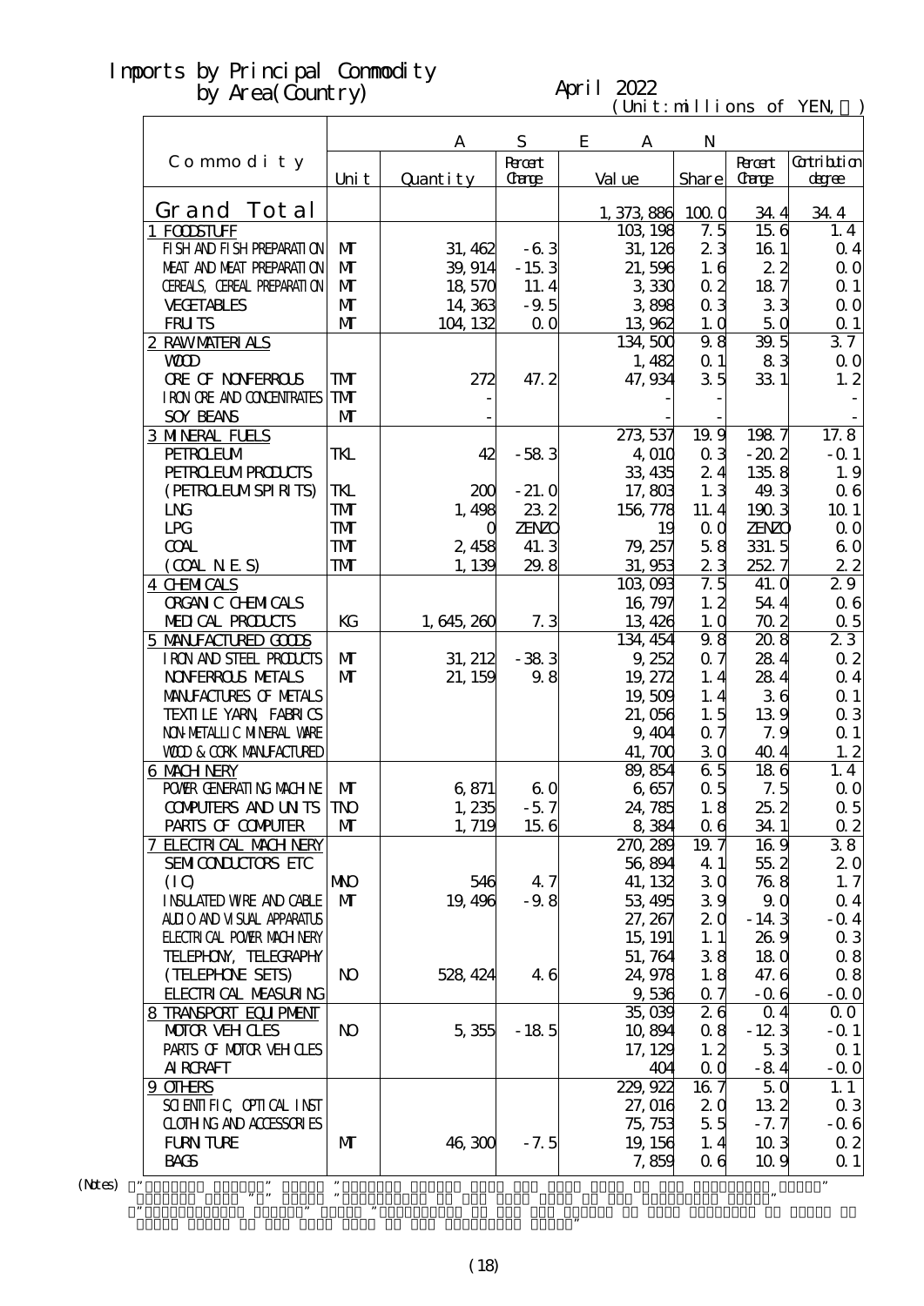# Imports by Principal Commodity by Area(Country)

April 2022

(Unit:millions of YEN, ％)

| Commodity | ASEAN | | | | | | |
|---|---|---|---|---|---|---|---|
| | Unit | Quantity | Percent Change | Value | Share | Percent Change | Contribution degree |
| Grand Total | | | | 1,373,886 | 100.0 | 34.4 | 34.4 |
| 1 FOODSTUFF | | | | 103,198 | 7.5 | 15.6 | 1.4 |
| FISH AND FISH PREPARATION | MT | 31,462 | -6.3 | 31,126 | 2.3 | 16.1 | 0.4 |
| MEAT AND MEAT PREPARATION | MT | 39,914 | -15.3 | 21,596 | 1.6 | 2.2 | 0.0 |
| CEREALS, CEREAL PREPARATION | MT | 18,570 | 11.4 | 3,330 | 0.2 | 18.7 | 0.1 |
| VEGETABLES | MT | 14,363 | -9.5 | 3,898 | 0.3 | 3.3 | 0.0 |
| FRUITS | MT | 104,132 | 0.0 | 13,962 | 1.0 | 5.0 | 0.1 |
| 2 RAW MATERIALS | | | | 134,500 | 9.8 | 39.5 | 3.7 |
| WOOD | | | | 1,482 | 0.1 | 8.3 | 0.0 |
| ORE OF NONFERROUS | TMT | 272 | 47.2 | 47,934 | 3.5 | 33.1 | 1.2 |
| IRON ORE AND CONCENTRATES | TMT | - | | - | - | | - |
| SOY BEANS | MT | - | | - | - | | - |
| 3 MINERAL FUELS | | | | 273,537 | 19.9 | 198.7 | 17.8 |
| PETROLEUM | TKL | 42 | -58.3 | 4,010 | 0.3 | -20.2 | -0.1 |
| PETROLEUM PRODUCTS | | | | 33,435 | 2.4 | 135.8 | 1.9 |
| (PETROLEUM SPIRITS) | TKL | 200 | -21.0 | 17,803 | 1.3 | 49.3 | 0.6 |
| LNG | TMT | 1,498 | 23.2 | 156,778 | 11.4 | 190.3 | 10.1 |
| LPG | TMT | 0 | ZENZO | 19 | 0.0 | ZENZO | 0.0 |
| COAL | TMT | 2,458 | 41.3 | 79,257 | 5.8 | 331.5 | 6.0 |
| (COAL N.E.S) | TMT | 1,139 | 29.8 | 31,953 | 2.3 | 252.7 | 2.2 |
| 4 CHEMICALS | | | | 103,093 | 7.5 | 41.0 | 2.9 |
| ORGANIC CHEMICALS | | | | 16,797 | 1.2 | 54.4 | 0.6 |
| MEDICAL PRODUCTS | KG | 1,645,260 | 7.3 | 13,426 | 1.0 | 70.2 | 0.5 |
| 5 MANUFACTURED GOODS | | | | 134,454 | 9.8 | 20.8 | 2.3 |
| IRON AND STEEL PRODUCTS | MT | 31,212 | -38.3 | 9,252 | 0.7 | 28.4 | 0.2 |
| NONFERROUS METALS | MT | 21,159 | 9.8 | 19,272 | 1.4 | 28.4 | 0.4 |
| MANUFACTURES OF METALS | | | | 19,509 | 1.4 | 3.6 | 0.1 |
| TEXTILE YARN, FABRICS | | | | 21,056 | 1.5 | 13.9 | 0.3 |
| NON-METALLIC MINERAL WARE | | | | 9,404 | 0.7 | 7.9 | 0.1 |
| WOOD & CORK MANUFACTURED | | | | 41,700 | 3.0 | 40.4 | 1.2 |
| 6 MACHINERY | | | | 89,854 | 6.5 | 18.6 | 1.4 |
| POWER GENERATING MACHINE | MT | 6,871 | 6.0 | 6,657 | 0.5 | 7.5 | 0.0 |
| COMPUTERS AND UNITS | TNO | 1,235 | -5.7 | 24,785 | 1.8 | 25.2 | 0.5 |
| PARTS OF COMPUTER | MT | 1,719 | 15.6 | 8,384 | 0.6 | 34.1 | 0.2 |
| 7 ELECTRICAL MACHINERY | | | | 270,289 | 19.7 | 16.9 | 3.8 |
| SEMICONDUCTORS ETC | | | | 56,894 | 4.1 | 55.2 | 2.0 |
| (IC) | MNO | 546 | 4.7 | 41,132 | 3.0 | 76.8 | 1.7 |
| INSULATED WIRE AND CABLE | MT | 19,496 | -9.8 | 53,495 | 3.9 | 9.0 | 0.4 |
| AUDIO AND VISUAL APPARATUS | | | | 27,267 | 2.0 | -14.3 | -0.4 |
| ELECTRICAL POWER MACHINERY | | | | 15,191 | 1.1 | 26.9 | 0.3 |
| TELEPHONY, TELEGRAPHY | | | | 51,764 | 3.8 | 18.0 | 0.8 |
| (TELEPHONE SETS) | NO | 528,424 | 4.6 | 24,978 | 1.8 | 47.6 | 0.8 |
| ELECTRICAL MEASURING | | | | 9,536 | 0.7 | -0.6 | -0.0 |
| 8 TRANSPORT EQUIPMENT | | | | 35,039 | 2.6 | 0.4 | 0.0 |
| MOTOR VEHICLES | NO | 5,355 | -18.5 | 10,894 | 0.8 | -12.3 | -0.1 |
| PARTS OF MOTOR VEHICLES | | | | 17,129 | 1.2 | 5.3 | 0.1 |
| AIRCRAFT | | | | 404 | 0.0 | -8.4 | -0.0 |
| 9 OTHERS | | | | 229,922 | 16.7 | 5.0 | 1.1 |
| SCIENTIFIC, OPTICAL INST | | | | 27,016 | 2.0 | 13.2 | 0.3 |
| CLOTHING AND ACCESSORIES | | | | 75,753 | 5.5 | -7.7 | -0.6 |
| FURNITURE | MT | 46,300 | -7.5 | 19,156 | 1.4 | 10.3 | 0.2 |
| BAGS | | | | 7,859 | 0.6 | 10.9 | 0.1 |

(Notes)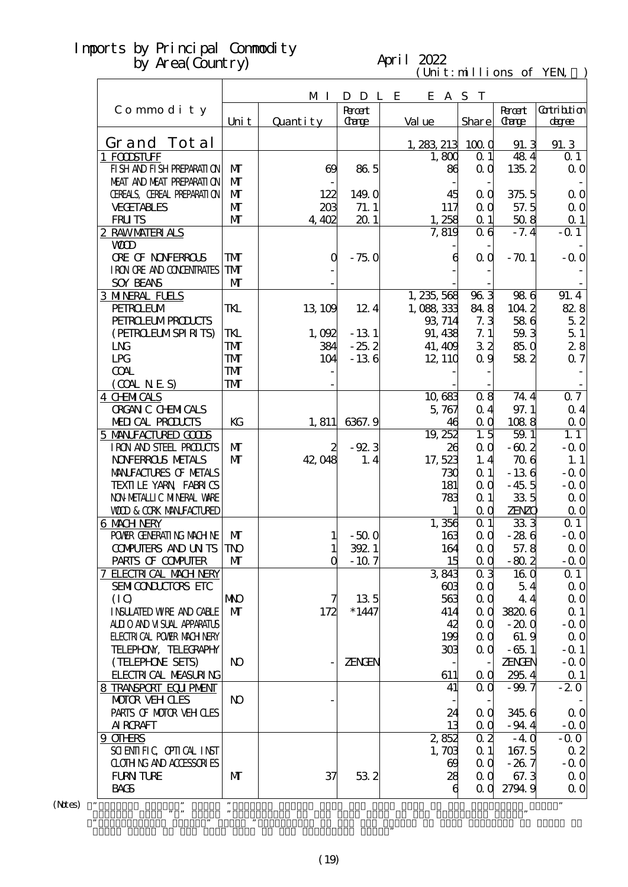# Imports by Principal Commodity by Area(Country)

April 2022

(Unit:millions of YEN, ％)

| Commodity | MIDDLE EAST | | | | | | |
|---|---|---|---|---|---|---|---|
| | Unit | Quantity | Percent Change | Value | Share | Percent Change | Contribution degree |
| Grand Total | | | | 1,283,213 | 100.0 | 91.3 | 91.3 |
| 1 FOODSTUFF | | | | 1,800 | 0.1 | 48.4 | 0.1 |
| FISH AND FISH PREPARATION | MT | 69 | 86.5 | 86 | 0.0 | 135.2 | 0.0 |
| MEAT AND MEAT PREPARATION | MT | - | | - | - | | - |
| CEREALS, CEREAL PREPARATION | MT | 122 | 149.0 | 45 | 0.0 | 375.5 | 0.0 |
| VEGETABLES | MT | 203 | 71.1 | 117 | 0.0 | 57.5 | 0.0 |
| FRUITS | MT | 4,402 | 20.1 | 1,258 | 0.1 | 50.8 | 0.1 |
| 2 RAW MATERIALS | | | | 7,819 | 0.6 | -7.4 | -0.1 |
| WOOD | | | | - | - | | - |
| ORE OF NONFERROUS | TMT | 0 | -75.0 | 6 | 0.0 | -70.1 | -0.0 |
| IRON ORE AND CONCENTRATES | TMT | - | | - | - | | - |
| SOY BEANS | MT | - | | - | - | | - |
| 3 MINERAL FUELS | | | | 1,235,568 | 96.3 | 98.6 | 91.4 |
| PETROLEUM | TKL | 13,109 | 12.4 | 1,088,333 | 84.8 | 104.2 | 82.8 |
| PETROLEUM PRODUCTS | | | | 93,714 | 7.3 | 58.6 | 5.2 |
| (PETROLEUM SPIRITS) | TKL | 1,092 | -13.1 | 91,438 | 7.1 | 59.3 | 5.1 |
| LNG | TMT | 384 | -25.2 | 41,409 | 3.2 | 85.0 | 2.8 |
| LPG | TMT | 104 | -13.6 | 12,110 | 0.9 | 58.2 | 0.7 |
| COAL | TMT | - | | - | - | | - |
| (COAL N.E.S) | TMT | - | | - | - | | - |
| 4 CHEMICALS | | | | 10,683 | 0.8 | 74.4 | 0.7 |
| ORGANIC CHEMICALS | | | | 5,767 | 0.4 | 97.1 | 0.4 |
| MEDICAL PRODUCTS | KG | 1,811 | 6367.9 | 46 | 0.0 | 108.8 | 0.0 |
| 5 MANUFACTURED GOODS | | | | 19,252 | 1.5 | 59.1 | 1.1 |
| IRON AND STEEL PRODUCTS | MT | 2 | -92.3 | 26 | 0.0 | -60.2 | -0.0 |
| NONFERROUS METALS | MT | 42,048 | 1.4 | 17,523 | 1.4 | 70.6 | 1.1 |
| MANUFACTURES OF METALS | | | | 730 | 0.1 | -13.6 | -0.0 |
| TEXTILE YARN, FABRICS | | | | 181 | 0.0 | -45.5 | -0.0 |
| NON-METALLIC MINERAL WARE | | | | 783 | 0.1 | 33.5 | 0.0 |
| WOOD & CORK MANUFACTURED | | | | 1 | 0.0 | ZENZO | 0.0 |
| 6 MACHINERY | | | | 1,356 | 0.1 | 33.3 | 0.1 |
| POWER GENERATING MACHINE | MT | 1 | -50.0 | 163 | 0.0 | -28.6 | -0.0 |
| COMPUTERS AND UNITS | TNO | 1 | 392.1 | 164 | 0.0 | 57.8 | 0.0 |
| PARTS OF COMPUTER | MT | 0 | -10.7 | 15 | 0.0 | -80.2 | -0.0 |
| 7 ELECTRICAL MACHINERY | | | | 3,843 | 0.3 | 16.0 | 0.1 |
| SEMICONDUCTORS ETC | | | | 603 | 0.0 | 5.4 | 0.0 |
| (IC) | MNO | 7 | 13.5 | 563 | 0.0 | 4.4 | 0.0 |
| INSULATED WIRE AND CABLE | MT | 172 | *1447 | 414 | 0.0 | 3820.6 | 0.1 |
| AUDIO AND VISUAL APPARATUS | | | | 42 | 0.0 | -20.0 | -0.0 |
| ELECTRICAL POWER MACHINERY | | | | 199 | 0.0 | 61.9 | 0.0 |
| TELEPHONY, TELEGRAPHY | | | | 303 | 0.0 | -65.1 | -0.1 |
| (TELEPHONE SETS) | NO | - | ZENGEN | - | - | ZENGEN | -0.0 |
| ELECTRICAL MEASURING | | | | 611 | 0.0 | 295.4 | 0.1 |
| 8 TRANSPORT EQUIPMENT | | | | 41 | 0.0 | -99.7 | -2.0 |
| MOTOR VEHICLES | NO | - | | - | - | | - |
| PARTS OF MOTOR VEHICLES | | | | 24 | 0.0 | 345.6 | 0.0 |
| AIRCRAFT | | | | 13 | 0.0 | -94.4 | -0.0 |
| 9 OTHERS | | | | 2,852 | 0.2 | -4.0 | -0.0 |
| SCIENTIFIC, OPTICAL INST | | | | 1,703 | 0.1 | 167.5 | 0.2 |
| CLOTHING AND ACCESSORIES | | | | 69 | 0.0 | -26.7 | -0.0 |
| FURNITURE | MT | 37 | 53.2 | 28 | 0.0 | 67.3 | 0.0 |
| BAGS | | | | 6 | 0.0 | 2794.9 | 0.0 |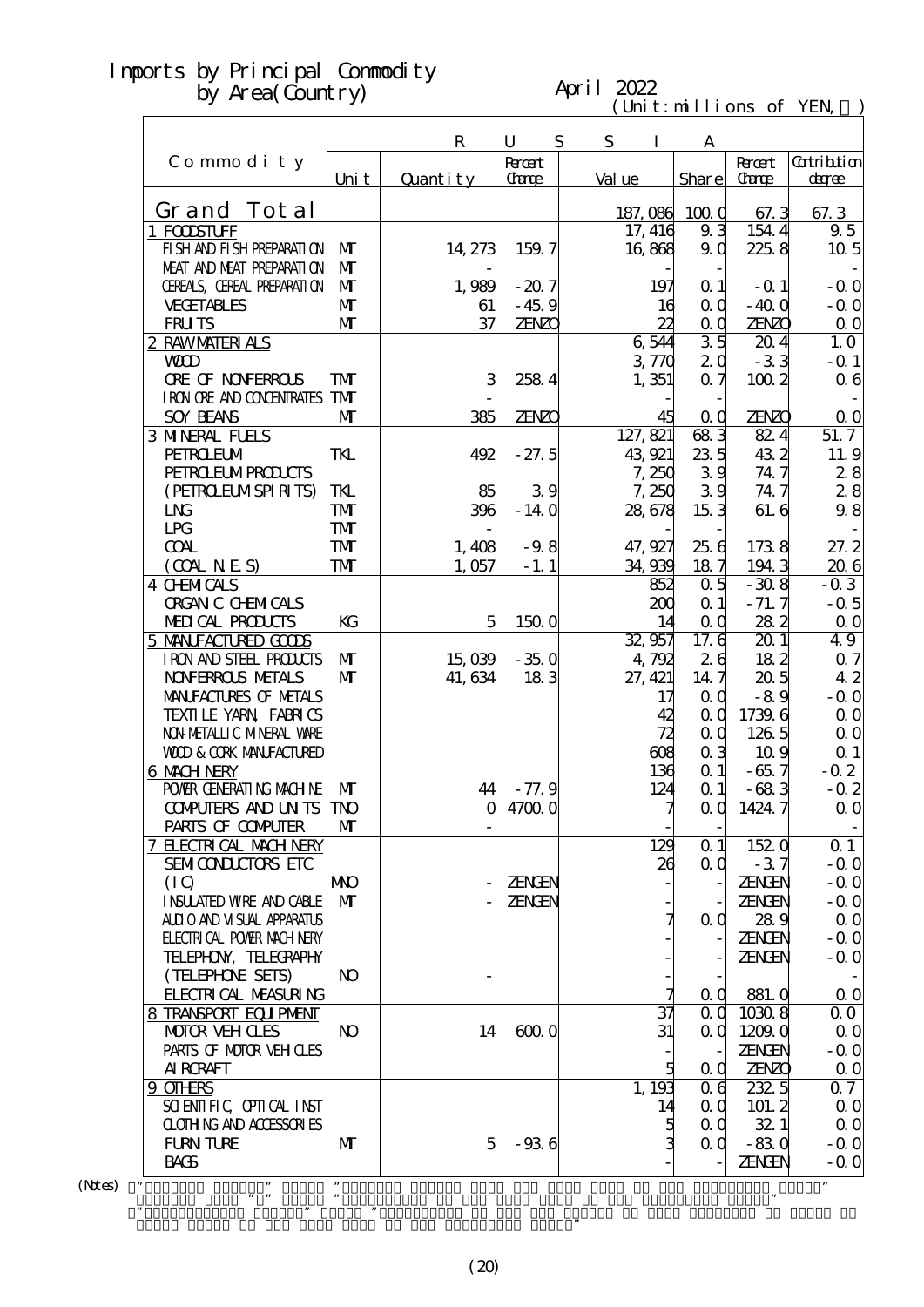# Imports by Principal Commodity by Area(Country)

April 2022

(Unit:millions of YEN, ％)

| Commodity | RUSSIA | | | | | | |
|---|---|---|---|---|---|---|---|
| | Unit | Quantity | Percent Change | Value | Share | Percent Change | Contribution degree |
| Grand Total | | | | 187,086 | 100.0 | 67.3 | 67.3 |
| 1 FOODSTUFF | | | | 17,416 | 9.3 | 154.4 | 9.5 |
| FISH AND FISH PREPARATION | MT | 14,273 | 159.7 | 16,868 | 9.0 | 225.8 | 10.5 |
| MEAT AND MEAT PREPARATION | MT | - | | - | - | | - |
| CEREALS, CEREAL PREPARATION | MT | 1,989 | -20.7 | 197 | 0.1 | -0.1 | -0.0 |
| VEGETABLES | MT | 61 | -45.9 | 16 | 0.0 | -40.0 | -0.0 |
| FRUITS | MT | 37 | ZENZO | 22 | 0.0 | ZENZO | 0.0 |
| 2 RAW MATERIALS | | | | 6,544 | 3.5 | 20.4 | 1.0 |
| WOOD | | | | 3,770 | 2.0 | -3.3 | -0.1 |
| ORE OF NONFERROUS | TMT | 3 | 258.4 | 1,351 | 0.7 | 100.2 | 0.6 |
| IRON ORE AND CONCENTRATES | TMT | - | | - | - | | - |
| SOY BEANS | MT | 385 | ZENZO | 45 | 0.0 | ZENZO | 0.0 |
| 3 MINERAL FUELS | | | | 127,821 | 68.3 | 82.4 | 51.7 |
| PETROLEUM | TKL | 492 | -27.5 | 43,921 | 23.5 | 43.2 | 11.9 |
| PETROLEUM PRODUCTS | | | | 7,250 | 3.9 | 74.7 | 2.8 |
| (PETROLEUM SPIRITS) | TKL | 85 | 3.9 | 7,250 | 3.9 | 74.7 | 2.8 |
| LNG | TMT | 396 | -14.0 | 28,678 | 15.3 | 61.6 | 9.8 |
| LPG | TMT | - | | - | - | | - |
| COAL | TMT | 1,408 | -9.8 | 47,927 | 25.6 | 173.8 | 27.2 |
| (COAL N.E.S) | TMT | 1,057 | -1.1 | 34,939 | 18.7 | 194.3 | 20.6 |
| 4 CHEMICALS | | | | 852 | 0.5 | -30.8 | -0.3 |
| ORGANIC CHEMICALS | | | | 200 | 0.1 | -71.7 | -0.5 |
| MEDICAL PRODUCTS | KG | 5 | 150.0 | 14 | 0.0 | 28.2 | 0.0 |
| 5 MANUFACTURED GOODS | | | | 32,957 | 17.6 | 20.1 | 4.9 |
| IRON AND STEEL PRODUCTS | MT | 15,039 | -35.0 | 4,792 | 2.6 | 18.2 | 0.7 |
| NONFERROUS METALS | MT | 41,634 | 18.3 | 27,421 | 14.7 | 20.5 | 4.2 |
| MANUFACTURES OF METALS | | | | 17 | 0.0 | -8.9 | -0.0 |
| TEXTILE YARN, FABRICS | | | | 42 | 0.0 | 1739.6 | 0.0 |
| NON-METALLIC MINERAL WARE | | | | 72 | 0.0 | 126.5 | 0.0 |
| WOOD & CORK MANUFACTURED | | | | 608 | 0.3 | 10.9 | 0.1 |
| 6 MACHINERY | | | | 136 | 0.1 | -65.7 | -0.2 |
| POWER GENERATING MACHINE | MT | 44 | -77.9 | 124 | 0.1 | -68.3 | -0.2 |
| COMPUTERS AND UNITS | TNO | 0 | 4700.0 | 7 | 0.0 | 1424.7 | 0.0 |
| PARTS OF COMPUTER | MT | - | | - | - | | - |
| 7 ELECTRICAL MACHINERY | | | | 129 | 0.1 | 152.0 | 0.1 |
| SEMICONDUCTORS ETC | | | | 26 | 0.0 | -3.7 | -0.0 |
| (IC) | MNO | - | ZENGEN | - | - | ZENGEN | -0.0 |
| INSULATED WIRE AND CABLE | MT | - | ZENGEN | - | - | ZENGEN | -0.0 |
| AUDIO AND VISUAL APPARATUS | | | | 7 | 0.0 | 28.9 | 0.0 |
| ELECTRICAL POWER MACHINERY | | | | - | - | ZENGEN | -0.0 |
| TELEPHONY, TELEGRAPHY | | | | - | - | ZENGEN | -0.0 |
| (TELEPHONE SETS) | NO | - | | - | - | | - |
| ELECTRICAL MEASURING | | | | 7 | 0.0 | 881.0 | 0.0 |
| 8 TRANSPORT EQUIPMENT | | | | 37 | 0.0 | 1030.8 | 0.0 |
| MOTOR VEHICLES | NO | 14 | 600.0 | 31 | 0.0 | 1209.0 | 0.0 |
| PARTS OF MOTOR VEHICLES | | | | - | - | ZENGEN | -0.0 |
| AIRCRAFT | | | | 5 | 0.0 | ZENZO | 0.0 |
| 9 OTHERS | | | | 1,193 | 0.6 | 232.5 | 0.7 |
| SCIENTIFIC, OPTICAL INST | | | | 14 | 0.0 | 101.2 | 0.0 |
| CLOTHING AND ACCESSORIES | | | | 5 | 0.0 | 32.1 | 0.0 |
| FURNITURE | MT | 5 | -93.6 | 3 | 0.0 | -83.0 | -0.0 |
| BAGS | | | | - | - | ZENGEN | -0.0 |

(Notes)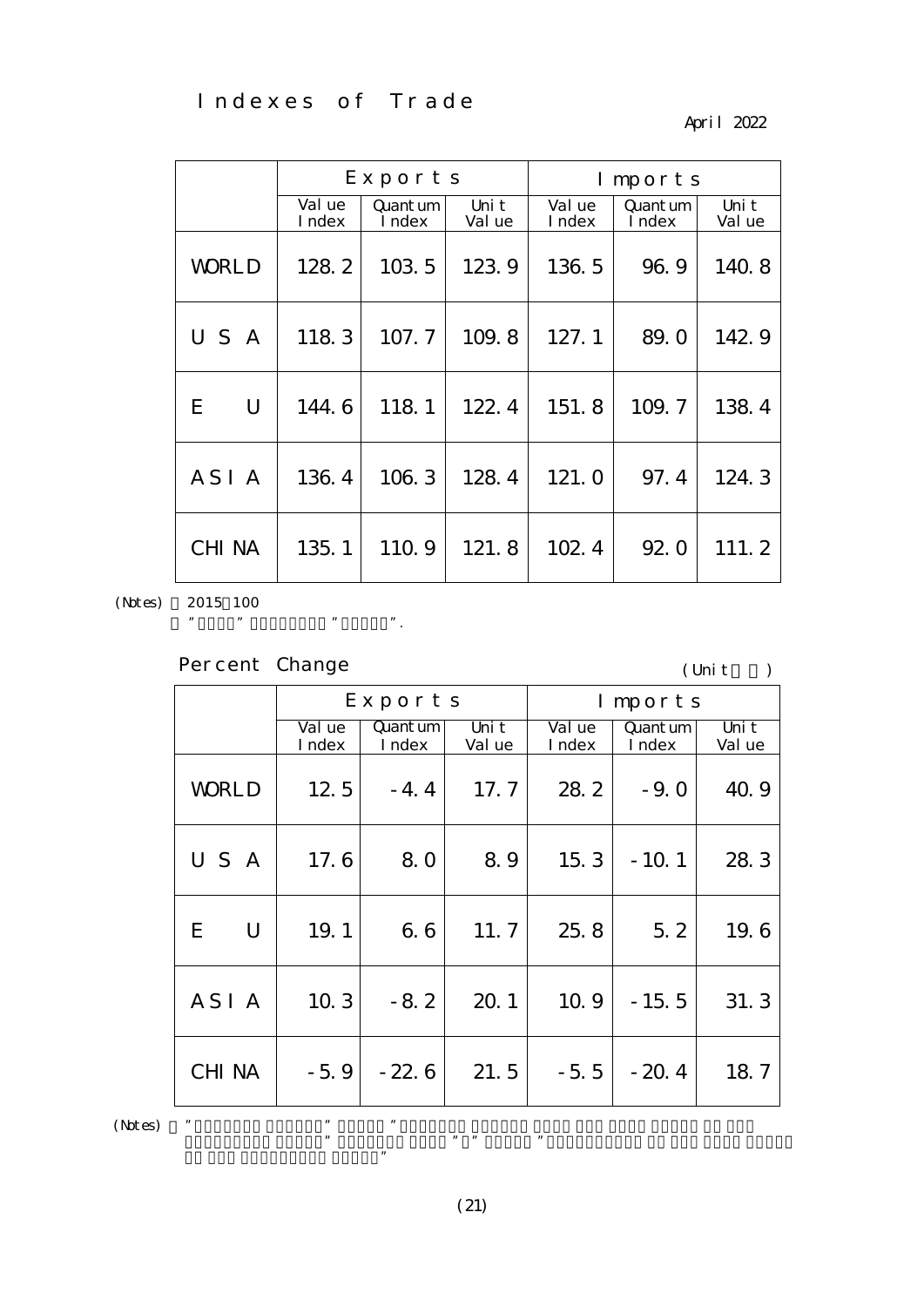# Indexes of Trade

April 2022

| | Exports | | | Imports | | |
|---|---|---|---|---|---|---|
| | Value Index | Quantum Index | Unit Value | Value Index | Quantum Index | Unit Value |
| WORLD | 128.2 | 103.5 | 123.9 | 136.5 | 96.9 | 140.8 |
| USA | 118.3 | 107.7 | 109.8 | 127.1 | 89.0 | 142.9 |
| EU | 144.6 | 118.1 | 122.4 | 151.8 | 109.7 | 138.4 |
| ASIA | 136.4 | 106.3 | 128.4 | 121.0 | 97.4 | 124.3 |
| CHINA | 135.1 | 110.9 | 121.8 | 102.4 | 92.0 | 111.2 |

(Notes) 2015 100

" " " ".

## Percent Change

(Unit )

| | Exports | | | Imports | | |
|---|---|---|---|---|---|---|
| | Value Index | Quantum Index | Unit Value | Value Index | Quantum Index | Unit Value |
| WORLD | 12.5 | -4.4 | 17.7 | 28.2 | -9.0 | 40.9 |
| USA | 17.6 | 8.0 | 8.9 | 15.3 | -10.1 | 28.3 |
| EU | 19.1 | 6.6 | 11.7 | 25.8 | 5.2 | 19.6 |
| ASIA | 10.3 | -8.2 | 20.1 | 10.9 | -15.5 | 31.3 |
| CHINA | -5.9 | -22.6 | 21.5 | -5.5 | -20.4 | 18.7 |

(Notes) " " " " " " " " " "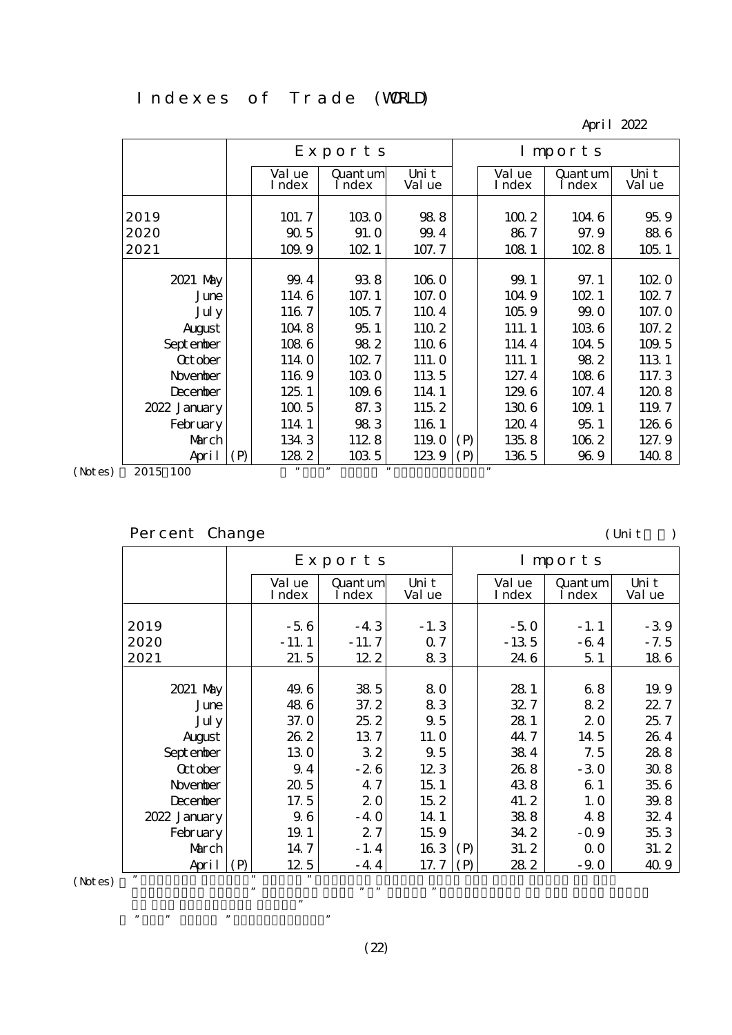# Indexes of Trade (WORLD)

April 2022

| | | Exports | | | | Imports | | |
|---|---|---|---|---|---|---|---|---|
| | | Value Index | Quantum Index | Unit Value | | Value Index | Quantum Index | Unit Value |
| 2019 | | 101.7 | 103.0 | 98.8 | | 100.2 | 104.6 | 95.9 |
| 2020 | | 90.5 | 91.0 | 99.4 | | 86.7 | 97.9 | 88.6 |
| 2021 | | 109.9 | 102.1 | 107.7 | | 108.1 | 102.8 | 105.1 |
| 2021 May | | 99.4 | 93.8 | 106.0 | | 99.1 | 97.1 | 102.0 |
| June | | 114.6 | 107.1 | 107.0 | | 104.9 | 102.1 | 102.7 |
| July | | 116.7 | 105.7 | 110.4 | | 105.9 | 99.0 | 107.0 |
| August | | 104.8 | 95.1 | 110.2 | | 111.1 | 103.6 | 107.2 |
| September | | 108.6 | 98.2 | 110.6 | | 114.4 | 104.5 | 109.5 |
| October | | 114.0 | 102.7 | 111.0 | | 111.1 | 98.2 | 113.1 |
| November | | 116.9 | 103.0 | 113.5 | | 127.4 | 108.6 | 117.3 |
| December | | 125.1 | 109.6 | 114.1 | | 129.6 | 107.4 | 120.8 |
| 2022 January | | 100.5 | 87.3 | 115.2 | | 130.6 | 109.1 | 119.7 |
| February | | 114.1 | 98.3 | 116.1 | | 120.4 | 95.1 | 126.6 |
| March | | 134.3 | 112.8 | 119.0 | (P) | 135.8 | 106.2 | 127.9 |
| April | (P) | 128.2 | 103.5 | 123.9 | (P) | 136.5 | 96.9 | 140.8 |

(Notes) 2015=100

## Percent Change

(Unit：%)

| | | Exports | | | | Imports | | |
|---|---|---|---|---|---|---|---|---|
| | | Value Index | Quantum Index | Unit Value | | Value Index | Quantum Index | Unit Value |
| 2019 | | -5.6 | -4.3 | -1.3 | | -5.0 | -1.1 | -3.9 |
| 2020 | | -11.1 | -11.7 | 0.7 | | -13.5 | -6.4 | -7.5 |
| 2021 | | 21.5 | 12.2 | 8.3 | | 24.6 | 5.1 | 18.6 |
| 2021 May | | 49.6 | 38.5 | 8.0 | | 28.1 | 6.8 | 19.9 |
| June | | 48.6 | 37.2 | 8.3 | | 32.7 | 8.2 | 22.7 |
| July | | 37.0 | 25.2 | 9.5 | | 28.1 | 2.0 | 25.7 |
| August | | 26.2 | 13.7 | 11.0 | | 44.7 | 14.5 | 26.4 |
| September | | 13.0 | 3.2 | 9.5 | | 38.4 | 7.5 | 28.8 |
| October | | 9.4 | -2.6 | 12.3 | | 26.8 | -3.0 | 30.8 |
| November | | 20.5 | 4.7 | 15.1 | | 43.8 | 6.1 | 35.6 |
| December | | 17.5 | 2.0 | 15.2 | | 41.2 | 1.0 | 39.8 |
| 2022 January | | 9.6 | -4.0 | 14.1 | | 38.8 | 4.8 | 32.4 |
| February | | 19.1 | 2.7 | 15.9 | | 34.2 | -0.9 | 35.3 |
| March | | 14.7 | -1.4 | 16.3 | (P) | 31.2 | 0.0 | 31.2 |
| April | (P) | 12.5 | -4.4 | 17.7 | (P) | 28.2 | -9.0 | 40.9 |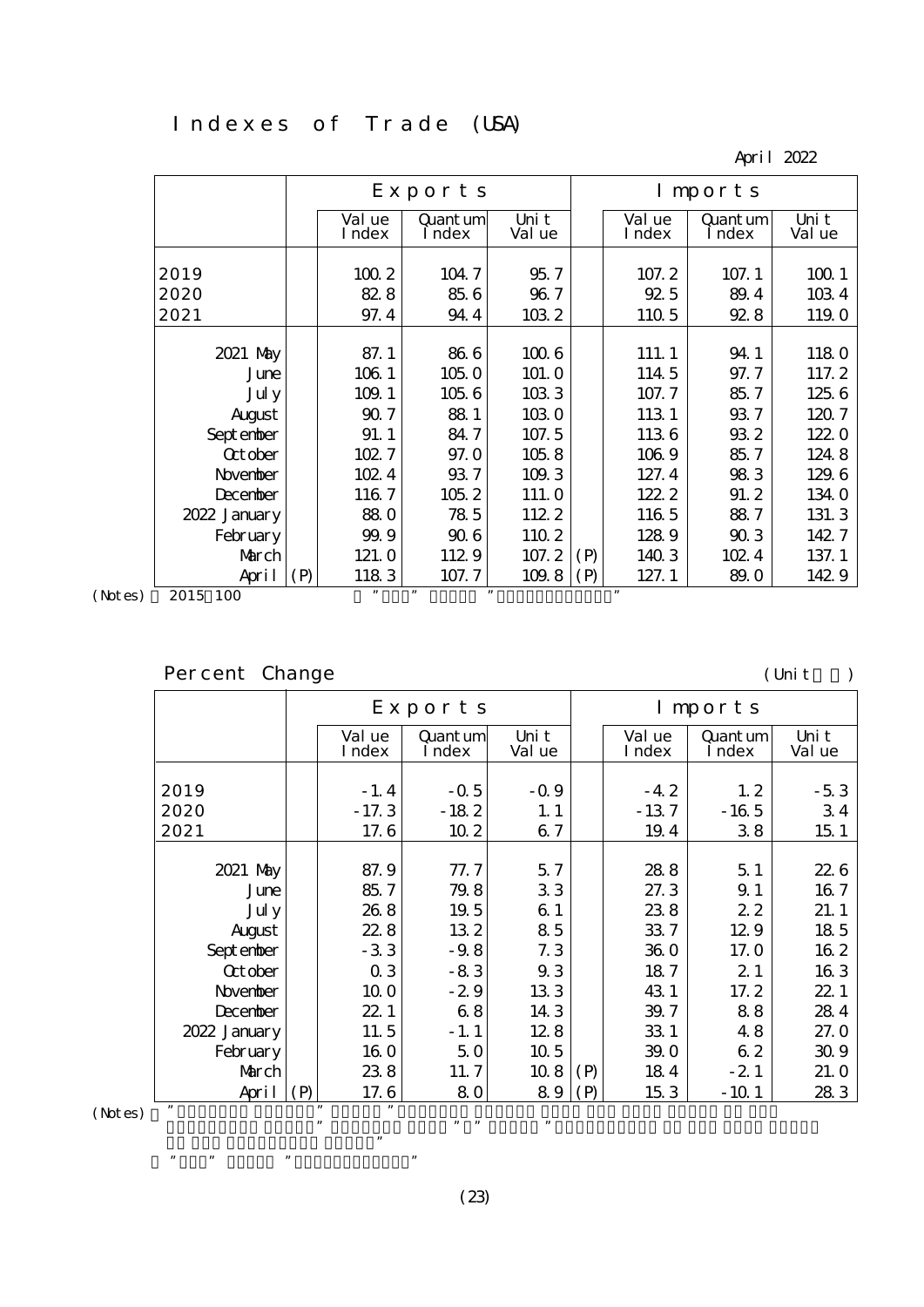# Indexes of Trade (USA)

April 2022

| | | Exports | | | | Imports | | |
|---|---|---|---|---|---|---|---|---|
| | | Value Index | Quantum Index | Unit Value | | Value Index | Quantum Index | Unit Value |
| 2019 | | 100.2 | 104.7 | 95.7 | | 107.2 | 107.1 | 100.1 |
| 2020 | | 82.8 | 85.6 | 96.7 | | 92.5 | 89.4 | 103.4 |
| 2021 | | 97.4 | 94.4 | 103.2 | | 110.5 | 92.8 | 119.0 |
| 2021 May | | 87.1 | 86.6 | 100.6 | | 111.1 | 94.1 | 118.0 |
| June | | 106.1 | 105.0 | 101.0 | | 114.5 | 97.7 | 117.2 |
| July | | 109.1 | 105.6 | 103.3 | | 107.7 | 85.7 | 125.6 |
| August | | 90.7 | 88.1 | 103.0 | | 113.1 | 93.7 | 120.7 |
| September | | 91.1 | 84.7 | 107.5 | | 113.6 | 93.2 | 122.0 |
| October | | 102.7 | 97.0 | 105.8 | | 106.9 | 85.7 | 124.8 |
| November | | 102.4 | 93.7 | 109.3 | | 127.4 | 98.3 | 129.6 |
| December | | 116.7 | 105.2 | 111.0 | | 122.2 | 91.2 | 134.0 |
| 2022 January | | 88.0 | 78.5 | 112.2 | | 116.5 | 88.7 | 131.3 |
| February | | 99.9 | 90.6 | 110.2 | | 128.9 | 90.3 | 142.7 |
| March | | 121.0 | 112.9 | 107.2 | (P) | 140.3 | 102.4 | 137.1 |
| April | (P) | 118.3 | 107.7 | 109.8 | (P) | 127.1 | 89.0 | 142.9 |

(Notes) 2015=100

## Percent Change

(Unit %)

| | | Exports | | | | Imports | | |
|---|---|---|---|---|---|---|---|---|
| | | Value Index | Quantum Index | Unit Value | | Value Index | Quantum Index | Unit Value |
| 2019 | | -1.4 | -0.5 | -0.9 | | -4.2 | 1.2 | -5.3 |
| 2020 | | -17.3 | -18.2 | 1.1 | | -13.7 | -16.5 | 3.4 |
| 2021 | | 17.6 | 10.2 | 6.7 | | 19.4 | 3.8 | 15.1 |
| 2021 May | | 87.9 | 77.7 | 5.7 | | 28.8 | 5.1 | 22.6 |
| June | | 85.7 | 79.8 | 3.3 | | 27.3 | 9.1 | 16.7 |
| July | | 26.8 | 19.5 | 6.1 | | 23.8 | 2.2 | 21.1 |
| August | | 22.8 | 13.2 | 8.5 | | 33.7 | 12.9 | 18.5 |
| September | | -3.3 | -9.8 | 7.3 | | 36.0 | 17.0 | 16.2 |
| October | | 0.3 | -8.3 | 9.3 | | 18.7 | 2.1 | 16.3 |
| November | | 10.0 | -2.9 | 13.3 | | 43.1 | 17.2 | 22.1 |
| December | | 22.1 | 6.8 | 14.3 | | 39.7 | 8.8 | 28.4 |
| 2022 January | | 11.5 | -1.1 | 12.8 | | 33.1 | 4.8 | 27.0 |
| February | | 16.0 | 5.0 | 10.5 | | 39.0 | 6.2 | 30.9 |
| March | | 23.8 | 11.7 | 10.8 | (P) | 18.4 | -2.1 | 21.0 |
| April | (P) | 17.6 | 8.0 | 8.9 | (P) | 15.3 | -10.1 | 28.3 |

(Notes)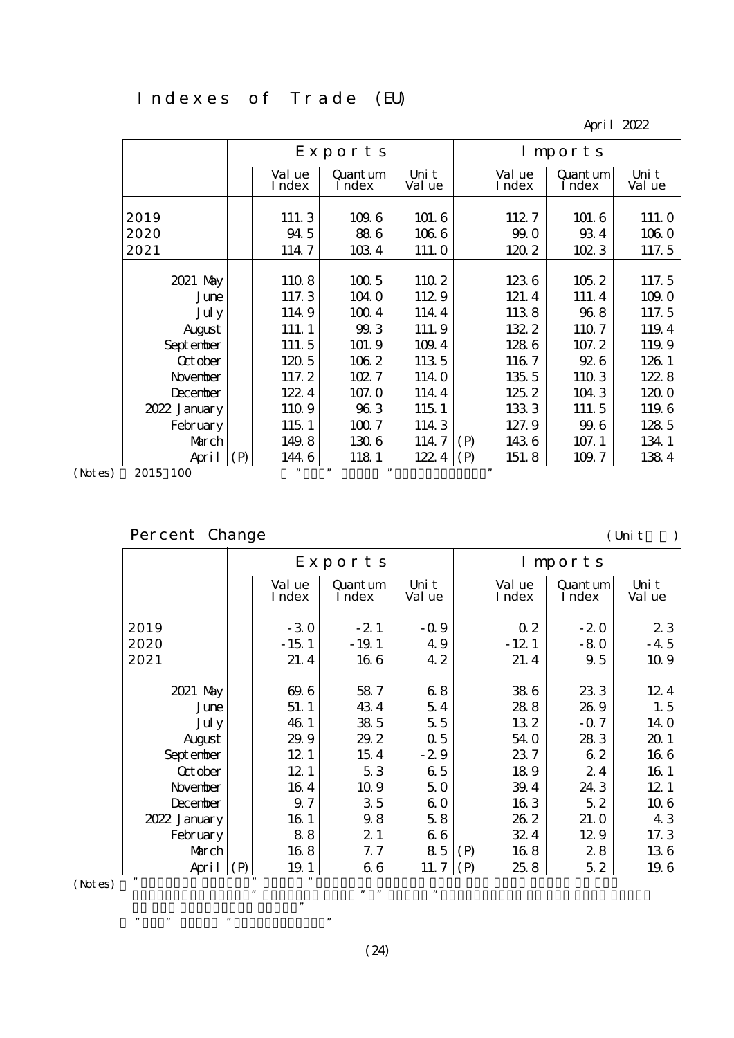# Indexes of Trade (EU)

April 2022

| | | Exports | | | | Imports | | |
|---|---|---|---|---|---|---|---|---|
| | | Value Index | Quantum Index | Unit Value | | Value Index | Quantum Index | Unit Value |
| 2019 | | 111.3 | 109.6 | 101.6 | | 112.7 | 101.6 | 111.0 |
| 2020 | | 94.5 | 88.6 | 106.6 | | 99.0 | 93.4 | 106.0 |
| 2021 | | 114.7 | 103.4 | 111.0 | | 120.2 | 102.3 | 117.5 |
| 2021 May | | 110.8 | 100.5 | 110.2 | | 123.6 | 105.2 | 117.5 |
| June | | 117.3 | 104.0 | 112.9 | | 121.4 | 111.4 | 109.0 |
| July | | 114.9 | 100.4 | 114.4 | | 113.8 | 96.8 | 117.5 |
| August | | 111.1 | 99.3 | 111.9 | | 132.2 | 110.7 | 119.4 |
| September | | 111.5 | 101.9 | 109.4 | | 128.6 | 107.2 | 119.9 |
| October | | 120.5 | 106.2 | 113.5 | | 116.7 | 92.6 | 126.1 |
| November | | 117.2 | 102.7 | 114.0 | | 135.5 | 110.3 | 122.8 |
| December | | 122.4 | 107.0 | 114.4 | | 125.2 | 104.3 | 120.0 |
| 2022 January | | 110.9 | 96.3 | 115.1 | | 133.3 | 111.5 | 119.6 |
| February | | 115.1 | 100.7 | 114.3 | | 127.9 | 99.6 | 128.5 |
| March | | 149.8 | 130.6 | 114.7 | (P) | 143.6 | 107.1 | 134.1 |
| April | (P) | 144.6 | 118.1 | 122.4 | (P) | 151.8 | 109.7 | 138.4 |

(Notes) 2015=100

## Percent Change

(Unit: %)

| | | Exports | | | | Imports | | |
|---|---|---|---|---|---|---|---|---|
| | | Value Index | Quantum Index | Unit Value | | Value Index | Quantum Index | Unit Value |
| 2019 | | -3.0 | -2.1 | -0.9 | | 0.2 | -2.0 | 2.3 |
| 2020 | | -15.1 | -19.1 | 4.9 | | -12.1 | -8.0 | -4.5 |
| 2021 | | 21.4 | 16.6 | 4.2 | | 21.4 | 9.5 | 10.9 |
| 2021 May | | 69.6 | 58.7 | 6.8 | | 38.6 | 23.3 | 12.4 |
| June | | 51.1 | 43.4 | 5.4 | | 28.8 | 26.9 | 1.5 |
| July | | 46.1 | 38.5 | 5.5 | | 13.2 | -0.7 | 14.0 |
| August | | 29.9 | 29.2 | 0.5 | | 54.0 | 28.3 | 20.1 |
| September | | 12.1 | 15.4 | -2.9 | | 23.7 | 6.2 | 16.6 |
| October | | 12.1 | 5.3 | 6.5 | | 18.9 | 2.4 | 16.1 |
| November | | 16.4 | 10.9 | 5.0 | | 39.4 | 24.3 | 12.1 |
| December | | 9.7 | 3.5 | 6.0 | | 16.3 | 5.2 | 10.6 |
| 2022 January | | 16.1 | 9.8 | 5.8 | | 26.2 | 21.0 | 4.3 |
| February | | 8.8 | 2.1 | 6.6 | | 32.4 | 12.9 | 17.3 |
| March | | 16.8 | 7.7 | 8.5 | (P) | 16.8 | 2.8 | 13.6 |
| April | (P) | 19.1 | 6.6 | 11.7 | (P) | 25.8 | 5.2 | 19.6 |

(Notes)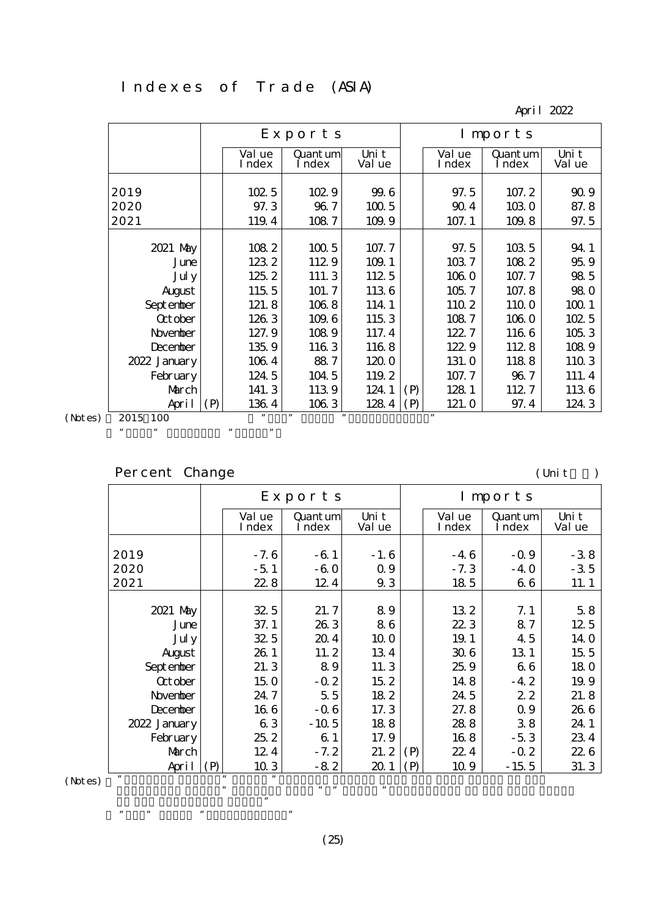# Indexes of Trade (ASIA)

April 2022

| | | Exports | | | | Imports | | |
|---|---|---|---|---|---|---|---|---|
| | | Value Index | Quantum Index | Unit Value | | Value Index | Quantum Index | Unit Value |
| 2019 | | 102.5 | 102.9 | 99.6 | | 97.5 | 107.2 | 90.9 |
| 2020 | | 97.3 | 96.7 | 100.5 | | 90.4 | 103.0 | 87.8 |
| 2021 | | 119.4 | 108.7 | 109.9 | | 107.1 | 109.8 | 97.5 |
| 2021 May | | 108.2 | 100.5 | 107.7 | | 97.5 | 103.5 | 94.1 |
| June | | 123.2 | 112.9 | 109.1 | | 103.7 | 108.2 | 95.9 |
| July | | 125.2 | 111.3 | 112.5 | | 106.0 | 107.7 | 98.5 |
| August | | 115.5 | 101.7 | 113.6 | | 105.7 | 107.8 | 98.0 |
| September | | 121.8 | 106.8 | 114.1 | | 110.2 | 110.0 | 100.1 |
| October | | 126.3 | 109.6 | 115.3 | | 108.7 | 106.0 | 102.5 |
| November | | 127.9 | 108.9 | 117.4 | | 122.7 | 116.6 | 105.3 |
| December | | 135.9 | 116.3 | 116.8 | | 122.9 | 112.8 | 108.9 |
| 2022 January | | 106.4 | 88.7 | 120.0 | | 131.0 | 118.8 | 110.3 |
| February | | 124.5 | 104.5 | 119.2 | | 107.7 | 96.7 | 111.4 |
| March | | 141.3 | 113.9 | 124.1 | (P) | 128.1 | 112.7 | 113.6 |
| April | (P) | 136.4 | 106.3 | 128.4 | (P) | 121.0 | 97.4 | 124.3 |

(Notes) 2015＝100

## Percent Change

(Unit: %)

| | | Exports | | | | Imports | | |
|---|---|---|---|---|---|---|---|---|
| | | Value Index | Quantum Index | Unit Value | | Value Index | Quantum Index | Unit Value |
| 2019 | | -7.6 | -6.1 | -1.6 | | -4.6 | -0.9 | -3.8 |
| 2020 | | -5.1 | -6.0 | 0.9 | | -7.3 | -4.0 | -3.5 |
| 2021 | | 22.8 | 12.4 | 9.3 | | 18.5 | 6.6 | 11.1 |
| 2021 May | | 32.5 | 21.7 | 8.9 | | 13.2 | 7.1 | 5.8 |
| June | | 37.1 | 26.3 | 8.6 | | 22.3 | 8.7 | 12.5 |
| July | | 32.5 | 20.4 | 10.0 | | 19.1 | 4.5 | 14.0 |
| August | | 26.1 | 11.2 | 13.4 | | 30.6 | 13.1 | 15.5 |
| September | | 21.3 | 8.9 | 11.3 | | 25.9 | 6.6 | 18.0 |
| October | | 15.0 | -0.2 | 15.2 | | 14.8 | -4.2 | 19.9 |
| November | | 24.7 | 5.5 | 18.2 | | 24.5 | 2.2 | 21.8 |
| December | | 16.6 | -0.6 | 17.3 | | 27.8 | 0.9 | 26.6 |
| 2022 January | | 6.3 | -10.5 | 18.8 | | 28.8 | 3.8 | 24.1 |
| February | | 25.2 | 6.1 | 17.9 | | 16.8 | -5.3 | 23.4 |
| March | | 12.4 | -7.2 | 21.2 | (P) | 22.4 | -0.2 | 22.6 |
| April | (P) | 10.3 | -8.2 | 20.1 | (P) | 10.9 | -15.5 | 31.3 |

(Notes)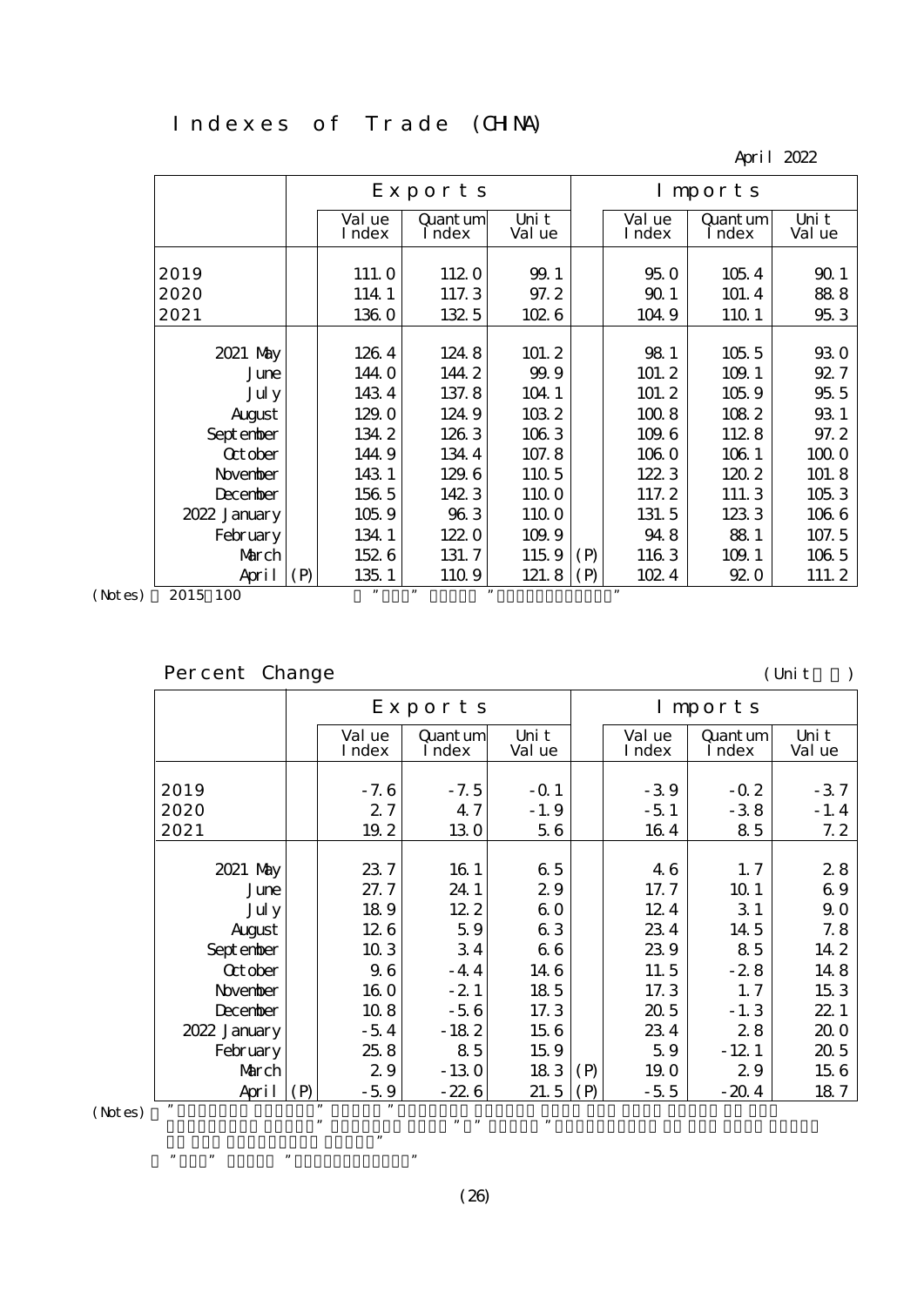# Indexes of Trade (CHINA)

April 2022

| | | Exports | | | | Imports | | |
|---|---|---|---|---|---|---|---|---|
| | | Value Index | Quantum Index | Unit Value | | Value Index | Quantum Index | Unit Value |
| 2019 | | 111.0 | 112.0 | 99.1 | | 95.0 | 105.4 | 90.1 |
| 2020 | | 114.1 | 117.3 | 97.2 | | 90.1 | 101.4 | 88.8 |
| 2021 | | 136.0 | 132.5 | 102.6 | | 104.9 | 110.1 | 95.3 |
| 2021 May | | 126.4 | 124.8 | 101.2 | | 98.1 | 105.5 | 93.0 |
| June | | 144.0 | 144.2 | 99.9 | | 101.2 | 109.1 | 92.7 |
| July | | 143.4 | 137.8 | 104.1 | | 101.2 | 105.9 | 95.5 |
| August | | 129.0 | 124.9 | 103.2 | | 100.8 | 108.2 | 93.1 |
| September | | 134.2 | 126.3 | 106.3 | | 109.6 | 112.8 | 97.2 |
| October | | 144.9 | 134.4 | 107.8 | | 106.0 | 106.1 | 100.0 |
| November | | 143.1 | 129.6 | 110.5 | | 122.3 | 120.2 | 101.8 |
| December | | 156.5 | 142.3 | 110.0 | | 117.2 | 111.3 | 105.3 |
| 2022 January | | 105.9 | 96.3 | 110.0 | | 131.5 | 123.3 | 106.6 |
| February | | 134.1 | 122.0 | 109.9 | | 94.8 | 88.1 | 107.5 |
| March | | 152.6 | 131.7 | 115.9 | (P) | 116.3 | 109.1 | 106.5 |
| April | (P) | 135.1 | 110.9 | 121.8 | (P) | 102.4 | 92.0 | 111.2 |

(Notes) 2015=100

## Percent Change

(Unit: %)

| | | Exports | | | | Imports | | |
|---|---|---|---|---|---|---|---|---|
| | | Value Index | Quantum Index | Unit Value | | Value Index | Quantum Index | Unit Value |
| 2019 | | -7.6 | -7.5 | -0.1 | | -3.9 | -0.2 | -3.7 |
| 2020 | | 2.7 | 4.7 | -1.9 | | -5.1 | -3.8 | -1.4 |
| 2021 | | 19.2 | 13.0 | 5.6 | | 16.4 | 8.5 | 7.2 |
| 2021 May | | 23.7 | 16.1 | 6.5 | | 4.6 | 1.7 | 2.8 |
| June | | 27.7 | 24.1 | 2.9 | | 17.7 | 10.1 | 6.9 |
| July | | 18.9 | 12.2 | 6.0 | | 12.4 | 3.1 | 9.0 |
| August | | 12.6 | 5.9 | 6.3 | | 23.4 | 14.5 | 7.8 |
| September | | 10.3 | 3.4 | 6.6 | | 23.9 | 8.5 | 14.2 |
| October | | 9.6 | -4.4 | 14.6 | | 11.5 | -2.8 | 14.8 |
| November | | 16.0 | -2.1 | 18.5 | | 17.3 | 1.7 | 15.3 |
| December | | 10.8 | -5.6 | 17.3 | | 20.5 | -1.3 | 22.1 |
| 2022 January | | -5.4 | -18.2 | 15.6 | | 23.4 | 2.8 | 20.0 |
| February | | 25.8 | 8.5 | 15.9 | | 5.9 | -12.1 | 20.5 |
| March | | 2.9 | -13.0 | 18.3 | (P) | 19.0 | 2.9 | 15.6 |
| April | (P) | -5.9 | -22.6 | 21.5 | (P) | -5.5 | -20.4 | 18.7 |

(Notes)